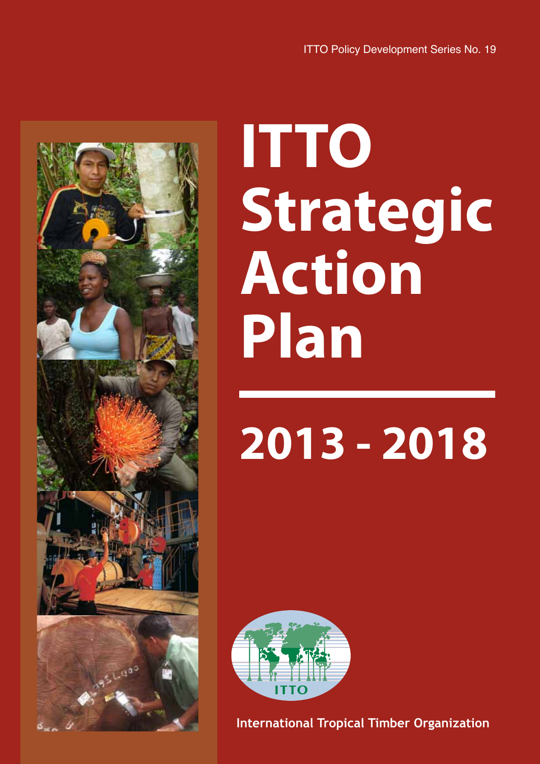ITTO Policy Development Series No. 19

# ITTO Strategic Action Plan

# 2013 - 2018

ITTO

International Tropical Timber Organization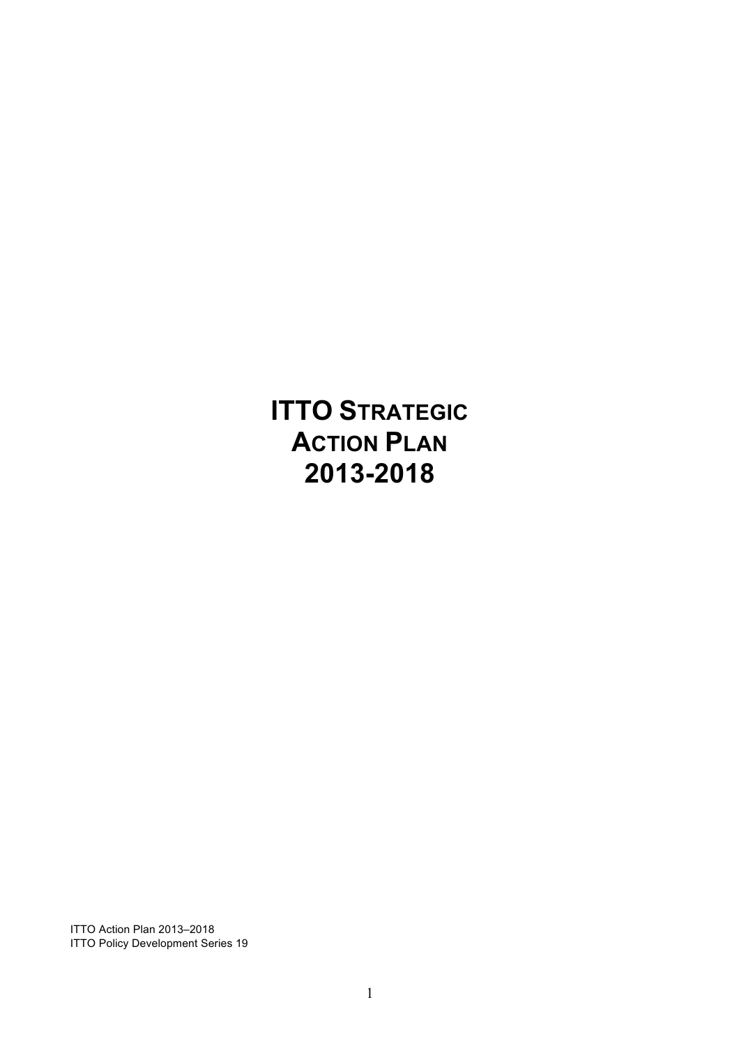# ITTO STRATEGIC ACTION PLAN 2013-2018

ITTO Action Plan 2013–2018
ITTO Policy Development Series 19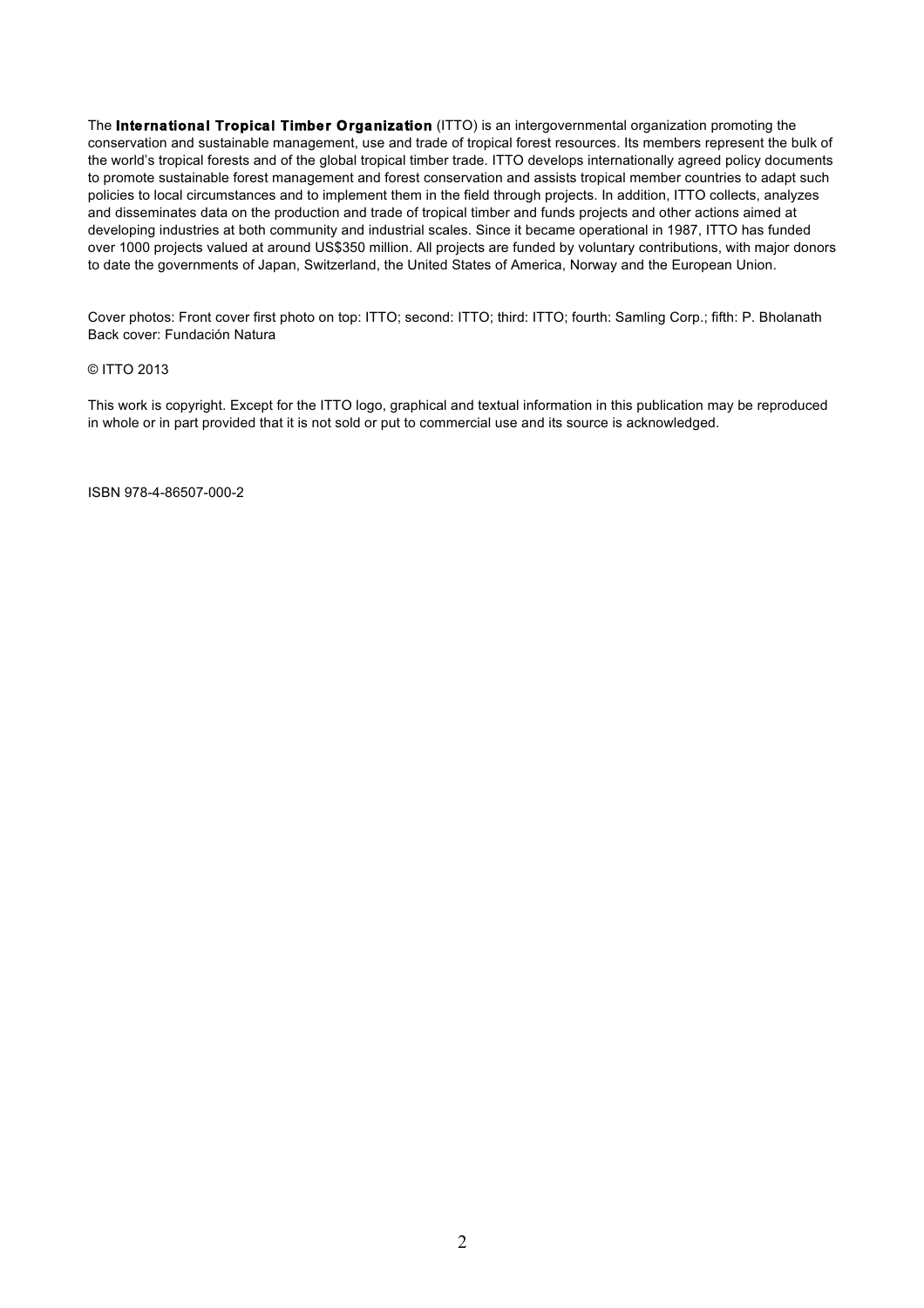The **International Tropical Timber Organization** (ITTO) is an intergovernmental organization promoting the conservation and sustainable management, use and trade of tropical forest resources. Its members represent the bulk of the world's tropical forests and of the global tropical timber trade. ITTO develops internationally agreed policy documents to promote sustainable forest management and forest conservation and assists tropical member countries to adapt such policies to local circumstances and to implement them in the field through projects. In addition, ITTO collects, analyzes and disseminates data on the production and trade of tropical timber and funds projects and other actions aimed at developing industries at both community and industrial scales. Since it became operational in 1987, ITTO has funded over 1000 projects valued at around US$350 million. All projects are funded by voluntary contributions, with major donors to date the governments of Japan, Switzerland, the United States of America, Norway and the European Union.

Cover photos: Front cover first photo on top: ITTO; second: ITTO; third: ITTO; fourth: Samling Corp.; fifth: P. Bholanath
Back cover: Fundación Natura

© ITTO 2013

This work is copyright. Except for the ITTO logo, graphical and textual information in this publication may be reproduced in whole or in part provided that it is not sold or put to commercial use and its source is acknowledged.

ISBN 978-4-86507-000-2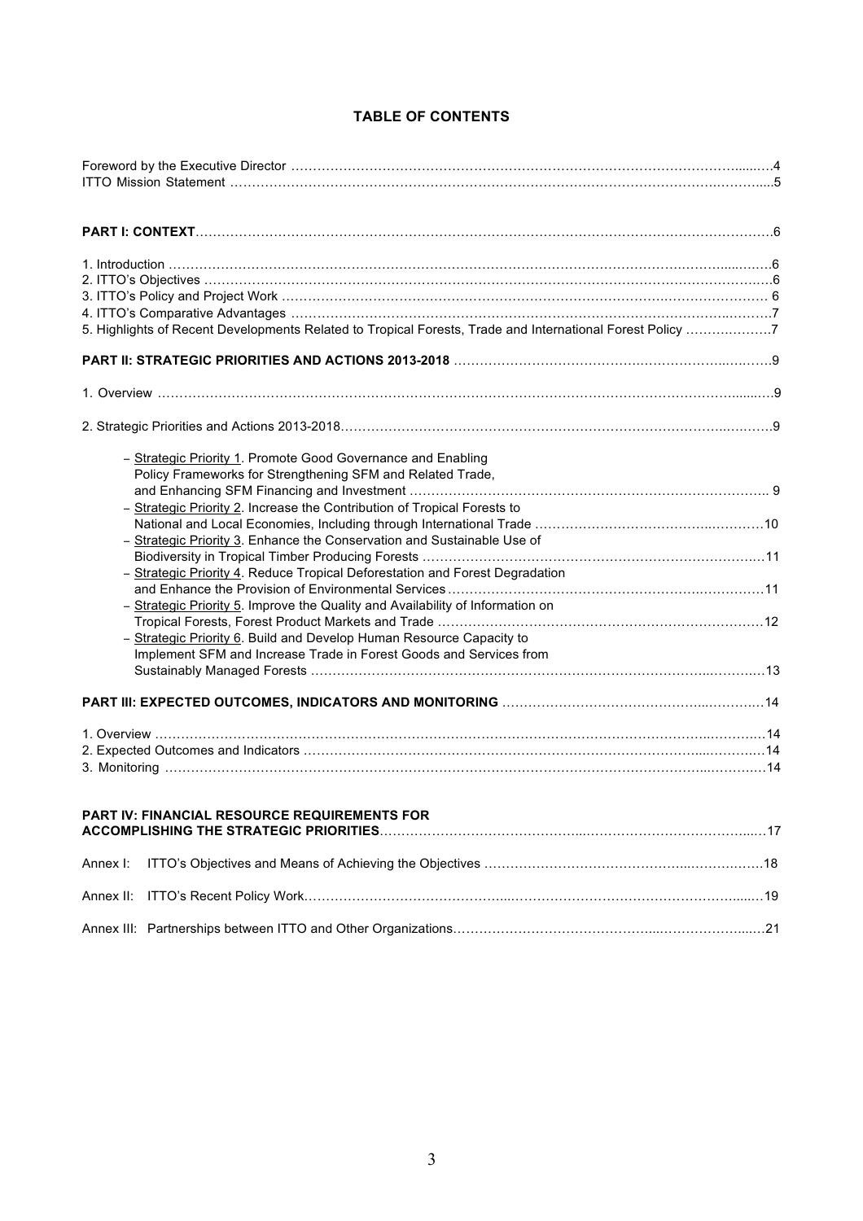# TABLE OF CONTENTS

Foreword by the Executive Director ........ 4
ITTO Mission Statement ........ 5

**PART I: CONTEXT** ........ 6

1. Introduction ........ 6
2. ITTO's Objectives ........ 6
3. ITTO's Policy and Project Work ........ 6
4. ITTO's Comparative Advantages ........ 7
5. Highlights of Recent Developments Related to Tropical Forests, Trade and International Forest Policy ........ 7

**PART II: STRATEGIC PRIORITIES AND ACTIONS 2013-2018** ........ 9

1. Overview ........ 9

2. Strategic Priorities and Actions 2013-2018 ........ 9

- Strategic Priority 1. Promote Good Governance and Enabling Policy Frameworks for Strengthening SFM and Related Trade, and Enhancing SFM Financing and Investment ........ 9
- Strategic Priority 2. Increase the Contribution of Tropical Forests to National and Local Economies, Including through International Trade ........ 10
- Strategic Priority 3. Enhance the Conservation and Sustainable Use of Biodiversity in Tropical Timber Producing Forests ........ 11
- Strategic Priority 4. Reduce Tropical Deforestation and Forest Degradation and Enhance the Provision of Environmental Services ........ 11
- Strategic Priority 5. Improve the Quality and Availability of Information on Tropical Forests, Forest Product Markets and Trade ........ 12
- Strategic Priority 6. Build and Develop Human Resource Capacity to Implement SFM and Increase Trade in Forest Goods and Services from Sustainably Managed Forests ........ 13

**PART III: EXPECTED OUTCOMES, INDICATORS AND MONITORING** ........ 14

1. Overview ........ 14
2. Expected Outcomes and Indicators ........ 14
3. Monitoring ........ 14

**PART IV: FINANCIAL RESOURCE REQUIREMENTS FOR ACCOMPLISHING THE STRATEGIC PRIORITIES** ........ 17

Annex I: ITTO's Objectives and Means of Achieving the Objectives ........ 18

Annex II: ITTO's Recent Policy Work ........ 19

Annex III: Partnerships between ITTO and Other Organizations ........ 21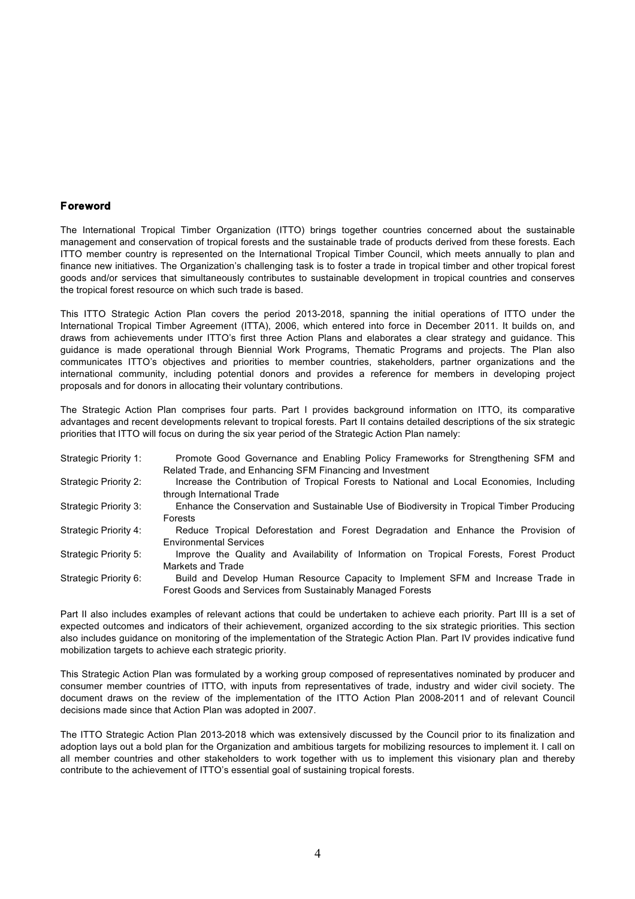## Foreword

The International Tropical Timber Organization (ITTO) brings together countries concerned about the sustainable management and conservation of tropical forests and the sustainable trade of products derived from these forests. Each ITTO member country is represented on the International Tropical Timber Council, which meets annually to plan and finance new initiatives. The Organization's challenging task is to foster a trade in tropical timber and other tropical forest goods and/or services that simultaneously contributes to sustainable development in tropical countries and conserves the tropical forest resource on which such trade is based.

This ITTO Strategic Action Plan covers the period 2013-2018, spanning the initial operations of ITTO under the International Tropical Timber Agreement (ITTA), 2006, which entered into force in December 2011. It builds on, and draws from achievements under ITTO's first three Action Plans and elaborates a clear strategy and guidance. This guidance is made operational through Biennial Work Programs, Thematic Programs and projects. The Plan also communicates ITTO's objectives and priorities to member countries, stakeholders, partner organizations and the international community, including potential donors and provides a reference for members in developing project proposals and for donors in allocating their voluntary contributions.

The Strategic Action Plan comprises four parts. Part I provides background information on ITTO, its comparative advantages and recent developments relevant to tropical forests. Part II contains detailed descriptions of the six strategic priorities that ITTO will focus on during the six year period of the Strategic Action Plan namely:

- Strategic Priority 1: Promote Good Governance and Enabling Policy Frameworks for Strengthening SFM and Related Trade, and Enhancing SFM Financing and Investment
- Strategic Priority 2: Increase the Contribution of Tropical Forests to National and Local Economies, Including through International Trade
- Strategic Priority 3: Enhance the Conservation and Sustainable Use of Biodiversity in Tropical Timber Producing Forests
- Strategic Priority 4: Reduce Tropical Deforestation and Forest Degradation and Enhance the Provision of Environmental Services
- Strategic Priority 5: Improve the Quality and Availability of Information on Tropical Forests, Forest Product Markets and Trade
- Strategic Priority 6: Build and Develop Human Resource Capacity to Implement SFM and Increase Trade in Forest Goods and Services from Sustainably Managed Forests

Part II also includes examples of relevant actions that could be undertaken to achieve each priority. Part III is a set of expected outcomes and indicators of their achievement, organized according to the six strategic priorities. This section also includes guidance on monitoring of the implementation of the Strategic Action Plan. Part IV provides indicative fund mobilization targets to achieve each strategic priority.

This Strategic Action Plan was formulated by a working group composed of representatives nominated by producer and consumer member countries of ITTO, with inputs from representatives of trade, industry and wider civil society. The document draws on the review of the implementation of the ITTO Action Plan 2008-2011 and of relevant Council decisions made since that Action Plan was adopted in 2007.

The ITTO Strategic Action Plan 2013-2018 which was extensively discussed by the Council prior to its finalization and adoption lays out a bold plan for the Organization and ambitious targets for mobilizing resources to implement it. I call on all member countries and other stakeholders to work together with us to implement this visionary plan and thereby contribute to the achievement of ITTO's essential goal of sustaining tropical forests.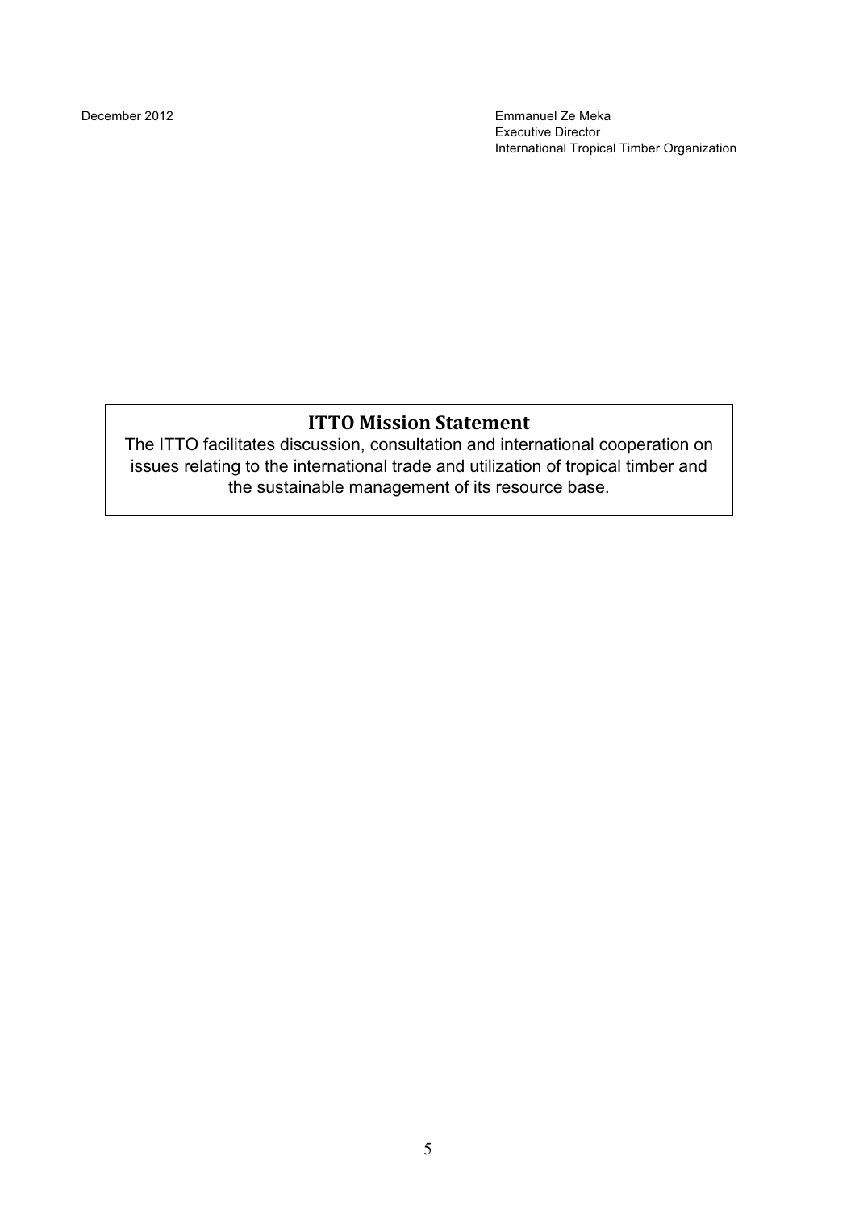December 2012

Emmanuel Ze Meka
Executive Director
International Tropical Timber Organization

## ITTO Mission Statement

The ITTO facilitates discussion, consultation and international cooperation on issues relating to the international trade and utilization of tropical timber and the sustainable management of its resource base.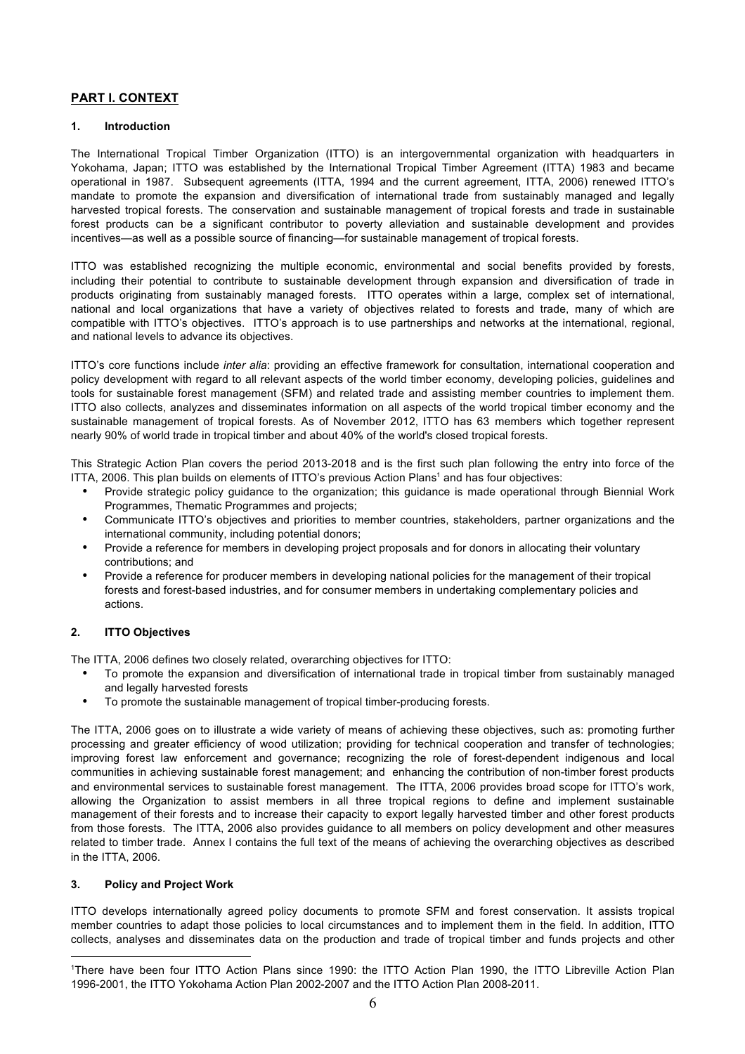## PART I. CONTEXT

### 1. Introduction

The International Tropical Timber Organization (ITTO) is an intergovernmental organization with headquarters in Yokohama, Japan; ITTO was established by the International Tropical Timber Agreement (ITTA) 1983 and became operational in 1987. Subsequent agreements (ITTA, 1994 and the current agreement, ITTA, 2006) renewed ITTO's mandate to promote the expansion and diversification of international trade from sustainably managed and legally harvested tropical forests. The conservation and sustainable management of tropical forests and trade in sustainable forest products can be a significant contributor to poverty alleviation and sustainable development and provides incentives—as well as a possible source of financing—for sustainable management of tropical forests.

ITTO was established recognizing the multiple economic, environmental and social benefits provided by forests, including their potential to contribute to sustainable development through expansion and diversification of trade in products originating from sustainably managed forests. ITTO operates within a large, complex set of international, national and local organizations that have a variety of objectives related to forests and trade, many of which are compatible with ITTO's objectives. ITTO's approach is to use partnerships and networks at the international, regional, and national levels to advance its objectives.

ITTO's core functions include *inter alia*: providing an effective framework for consultation, international cooperation and policy development with regard to all relevant aspects of the world timber economy, developing policies, guidelines and tools for sustainable forest management (SFM) and related trade and assisting member countries to implement them. ITTO also collects, analyzes and disseminates information on all aspects of the world tropical timber economy and the sustainable management of tropical forests. As of November 2012, ITTO has 63 members which together represent nearly 90% of world trade in tropical timber and about 40% of the world's closed tropical forests.

This Strategic Action Plan covers the period 2013-2018 and is the first such plan following the entry into force of the ITTA, 2006. This plan builds on elements of ITTO's previous Action Plans[1] and has four objectives:

- Provide strategic policy guidance to the organization; this guidance is made operational through Biennial Work Programmes, Thematic Programmes and projects;
- Communicate ITTO's objectives and priorities to member countries, stakeholders, partner organizations and the international community, including potential donors;
- Provide a reference for members in developing project proposals and for donors in allocating their voluntary contributions; and
- Provide a reference for producer members in developing national policies for the management of their tropical forests and forest-based industries, and for consumer members in undertaking complementary policies and actions.

### 2. ITTO Objectives

The ITTA, 2006 defines two closely related, overarching objectives for ITTO:

- To promote the expansion and diversification of international trade in tropical timber from sustainably managed and legally harvested forests
- To promote the sustainable management of tropical timber-producing forests.

The ITTA, 2006 goes on to illustrate a wide variety of means of achieving these objectives, such as: promoting further processing and greater efficiency of wood utilization; providing for technical cooperation and transfer of technologies; improving forest law enforcement and governance; recognizing the role of forest-dependent indigenous and local communities in achieving sustainable forest management; and enhancing the contribution of non-timber forest products and environmental services to sustainable forest management. The ITTA, 2006 provides broad scope for ITTO's work, allowing the Organization to assist members in all three tropical regions to define and implement sustainable management of their forests and to increase their capacity to export legally harvested timber and other forest products from those forests. The ITTA, 2006 also provides guidance to all members on policy development and other measures related to timber trade. Annex I contains the full text of the means of achieving the overarching objectives as described in the ITTA, 2006.

### 3. Policy and Project Work

ITTO develops internationally agreed policy documents to promote SFM and forest conservation. It assists tropical member countries to adapt those policies to local circumstances and to implement them in the field. In addition, ITTO collects, analyses and disseminates data on the production and trade of tropical timber and funds projects and other

---

[1] There have been four ITTO Action Plans since 1990: the ITTO Action Plan 1990, the ITTO Libreville Action Plan 1996-2001, the ITTO Yokohama Action Plan 2002-2007 and the ITTO Action Plan 2008-2011.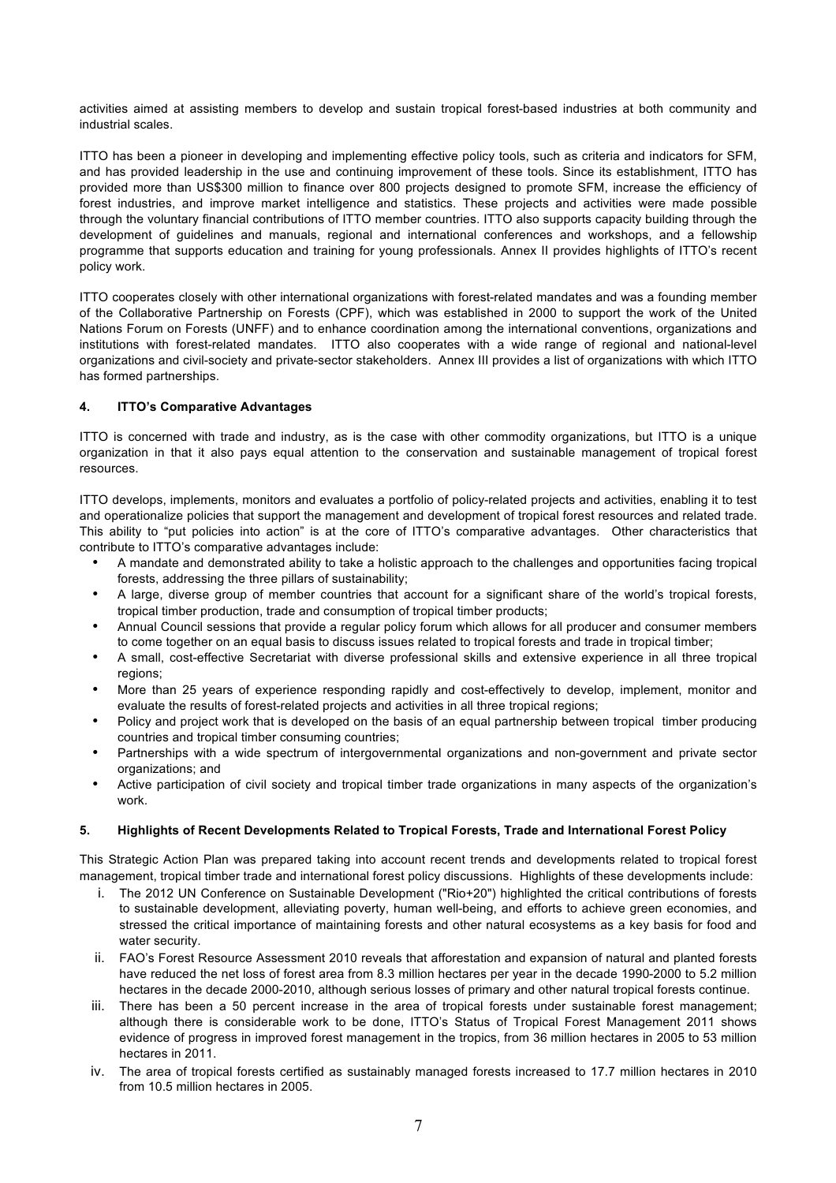activities aimed at assisting members to develop and sustain tropical forest-based industries at both community and industrial scales.

ITTO has been a pioneer in developing and implementing effective policy tools, such as criteria and indicators for SFM, and has provided leadership in the use and continuing improvement of these tools. Since its establishment, ITTO has provided more than US$300 million to finance over 800 projects designed to promote SFM, increase the efficiency of forest industries, and improve market intelligence and statistics. These projects and activities were made possible through the voluntary financial contributions of ITTO member countries. ITTO also supports capacity building through the development of guidelines and manuals, regional and international conferences and workshops, and a fellowship programme that supports education and training for young professionals. Annex II provides highlights of ITTO's recent policy work.

ITTO cooperates closely with other international organizations with forest-related mandates and was a founding member of the Collaborative Partnership on Forests (CPF), which was established in 2000 to support the work of the United Nations Forum on Forests (UNFF) and to enhance coordination among the international conventions, organizations and institutions with forest-related mandates. ITTO also cooperates with a wide range of regional and national-level organizations and civil-society and private-sector stakeholders. Annex III provides a list of organizations with which ITTO has formed partnerships.

### 4. ITTO's Comparative Advantages

ITTO is concerned with trade and industry, as is the case with other commodity organizations, but ITTO is a unique organization in that it also pays equal attention to the conservation and sustainable management of tropical forest resources.

ITTO develops, implements, monitors and evaluates a portfolio of policy-related projects and activities, enabling it to test and operationalize policies that support the management and development of tropical forest resources and related trade. This ability to "put policies into action" is at the core of ITTO's comparative advantages. Other characteristics that contribute to ITTO's comparative advantages include:

- A mandate and demonstrated ability to take a holistic approach to the challenges and opportunities facing tropical forests, addressing the three pillars of sustainability;
- A large, diverse group of member countries that account for a significant share of the world's tropical forests, tropical timber production, trade and consumption of tropical timber products;
- Annual Council sessions that provide a regular policy forum which allows for all producer and consumer members to come together on an equal basis to discuss issues related to tropical forests and trade in tropical timber;
- A small, cost-effective Secretariat with diverse professional skills and extensive experience in all three tropical regions;
- More than 25 years of experience responding rapidly and cost-effectively to develop, implement, monitor and evaluate the results of forest-related projects and activities in all three tropical regions;
- Policy and project work that is developed on the basis of an equal partnership between tropical timber producing countries and tropical timber consuming countries;
- Partnerships with a wide spectrum of intergovernmental organizations and non-government and private sector organizations; and
- Active participation of civil society and tropical timber trade organizations in many aspects of the organization's work.

### 5. Highlights of Recent Developments Related to Tropical Forests, Trade and International Forest Policy

This Strategic Action Plan was prepared taking into account recent trends and developments related to tropical forest management, tropical timber trade and international forest policy discussions. Highlights of these developments include:

i. The 2012 UN Conference on Sustainable Development ("Rio+20") highlighted the critical contributions of forests to sustainable development, alleviating poverty, human well-being, and efforts to achieve green economies, and stressed the critical importance of maintaining forests and other natural ecosystems as a key basis for food and water security.

ii. FAO's Forest Resource Assessment 2010 reveals that afforestation and expansion of natural and planted forests have reduced the net loss of forest area from 8.3 million hectares per year in the decade 1990-2000 to 5.2 million hectares in the decade 2000-2010, although serious losses of primary and other natural tropical forests continue.

iii. There has been a 50 percent increase in the area of tropical forests under sustainable forest management; although there is considerable work to be done, ITTO's Status of Tropical Forest Management 2011 shows evidence of progress in improved forest management in the tropics, from 36 million hectares in 2005 to 53 million hectares in 2011.

iv. The area of tropical forests certified as sustainably managed forests increased to 17.7 million hectares in 2010 from 10.5 million hectares in 2005.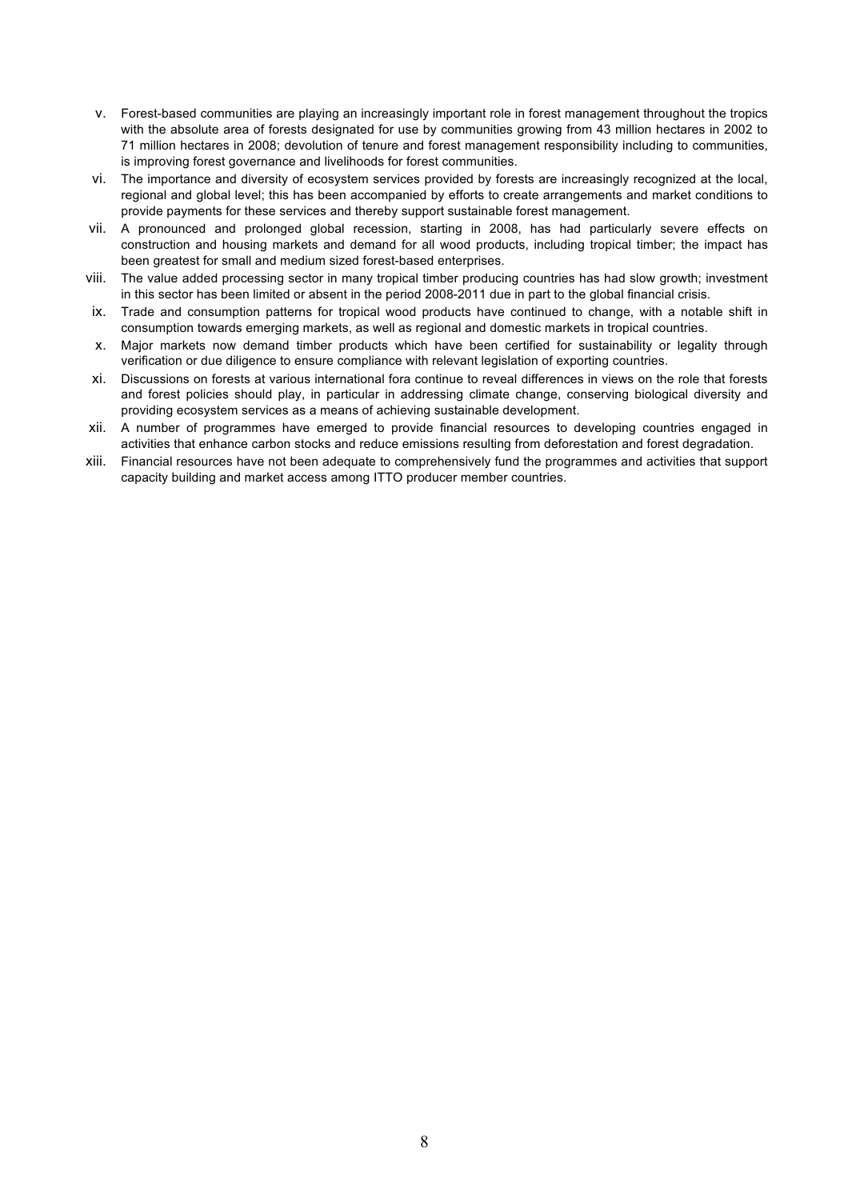v. Forest-based communities are playing an increasingly important role in forest management throughout the tropics with the absolute area of forests designated for use by communities growing from 43 million hectares in 2002 to 71 million hectares in 2008; devolution of tenure and forest management responsibility including to communities, is improving forest governance and livelihoods for forest communities.

vi. The importance and diversity of ecosystem services provided by forests are increasingly recognized at the local, regional and global level; this has been accompanied by efforts to create arrangements and market conditions to provide payments for these services and thereby support sustainable forest management.

vii. A pronounced and prolonged global recession, starting in 2008, has had particularly severe effects on construction and housing markets and demand for all wood products, including tropical timber; the impact has been greatest for small and medium sized forest-based enterprises.

viii. The value added processing sector in many tropical timber producing countries has had slow growth; investment in this sector has been limited or absent in the period 2008-2011 due in part to the global financial crisis.

ix. Trade and consumption patterns for tropical wood products have continued to change, with a notable shift in consumption towards emerging markets, as well as regional and domestic markets in tropical countries.

x. Major markets now demand timber products which have been certified for sustainability or legality through verification or due diligence to ensure compliance with relevant legislation of exporting countries.

xi. Discussions on forests at various international fora continue to reveal differences in views on the role that forests and forest policies should play, in particular in addressing climate change, conserving biological diversity and providing ecosystem services as a means of achieving sustainable development.

xii. A number of programmes have emerged to provide financial resources to developing countries engaged in activities that enhance carbon stocks and reduce emissions resulting from deforestation and forest degradation.

xiii. Financial resources have not been adequate to comprehensively fund the programmes and activities that support capacity building and market access among ITTO producer member countries.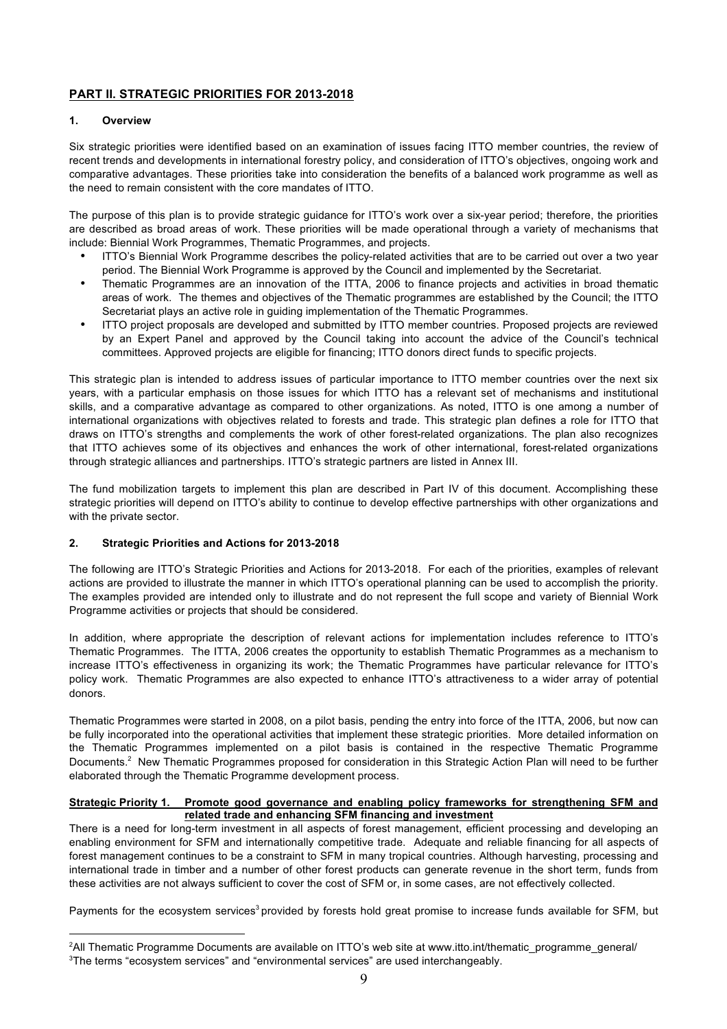## PART II. STRATEGIC PRIORITIES FOR 2013-2018

### 1. Overview

Six strategic priorities were identified based on an examination of issues facing ITTO member countries, the review of recent trends and developments in international forestry policy, and consideration of ITTO's objectives, ongoing work and comparative advantages. These priorities take into consideration the benefits of a balanced work programme as well as the need to remain consistent with the core mandates of ITTO.

The purpose of this plan is to provide strategic guidance for ITTO's work over a six-year period; therefore, the priorities are described as broad areas of work. These priorities will be made operational through a variety of mechanisms that include: Biennial Work Programmes, Thematic Programmes, and projects.

- ITTO's Biennial Work Programme describes the policy-related activities that are to be carried out over a two year period. The Biennial Work Programme is approved by the Council and implemented by the Secretariat.
- Thematic Programmes are an innovation of the ITTA, 2006 to finance projects and activities in broad thematic areas of work. The themes and objectives of the Thematic programmes are established by the Council; the ITTO Secretariat plays an active role in guiding implementation of the Thematic Programmes.
- ITTO project proposals are developed and submitted by ITTO member countries. Proposed projects are reviewed by an Expert Panel and approved by the Council taking into account the advice of the Council's technical committees. Approved projects are eligible for financing; ITTO donors direct funds to specific projects.

This strategic plan is intended to address issues of particular importance to ITTO member countries over the next six years, with a particular emphasis on those issues for which ITTO has a relevant set of mechanisms and institutional skills, and a comparative advantage as compared to other organizations. As noted, ITTO is one among a number of international organizations with objectives related to forests and trade. This strategic plan defines a role for ITTO that draws on ITTO's strengths and complements the work of other forest-related organizations. The plan also recognizes that ITTO achieves some of its objectives and enhances the work of other international, forest-related organizations through strategic alliances and partnerships. ITTO's strategic partners are listed in Annex III.

The fund mobilization targets to implement this plan are described in Part IV of this document. Accomplishing these strategic priorities will depend on ITTO's ability to continue to develop effective partnerships with other organizations and with the private sector.

### 2. Strategic Priorities and Actions for 2013-2018

The following are ITTO's Strategic Priorities and Actions for 2013-2018. For each of the priorities, examples of relevant actions are provided to illustrate the manner in which ITTO's operational planning can be used to accomplish the priority. The examples provided are intended only to illustrate and do not represent the full scope and variety of Biennial Work Programme activities or projects that should be considered.

In addition, where appropriate the description of relevant actions for implementation includes reference to ITTO's Thematic Programmes. The ITTA, 2006 creates the opportunity to establish Thematic Programmes as a mechanism to increase ITTO's effectiveness in organizing its work; the Thematic Programmes have particular relevance for ITTO's policy work. Thematic Programmes are also expected to enhance ITTO's attractiveness to a wider array of potential donors.

Thematic Programmes were started in 2008, on a pilot basis, pending the entry into force of the ITTA, 2006, but now can be fully incorporated into the operational activities that implement these strategic priorities. More detailed information on the Thematic Programmes implemented on a pilot basis is contained in the respective Thematic Programme Documents.[2] New Thematic Programmes proposed for consideration in this Strategic Action Plan will need to be further elaborated through the Thematic Programme development process.

**Strategic Priority 1. Promote good governance and enabling policy frameworks for strengthening SFM and related trade and enhancing SFM financing and investment**

There is a need for long-term investment in all aspects of forest management, efficient processing and developing an enabling environment for SFM and internationally competitive trade. Adequate and reliable financing for all aspects of forest management continues to be a constraint to SFM in many tropical countries. Although harvesting, processing and international trade in timber and a number of other forest products can generate revenue in the short term, funds from these activities are not always sufficient to cover the cost of SFM or, in some cases, are not effectively collected.

Payments for the ecosystem services[3] provided by forests hold great promise to increase funds available for SFM, but

---

[2] All Thematic Programme Documents are available on ITTO's web site at www.itto.int/thematic_programme_general/

[3] The terms "ecosystem services" and "environmental services" are used interchangeably.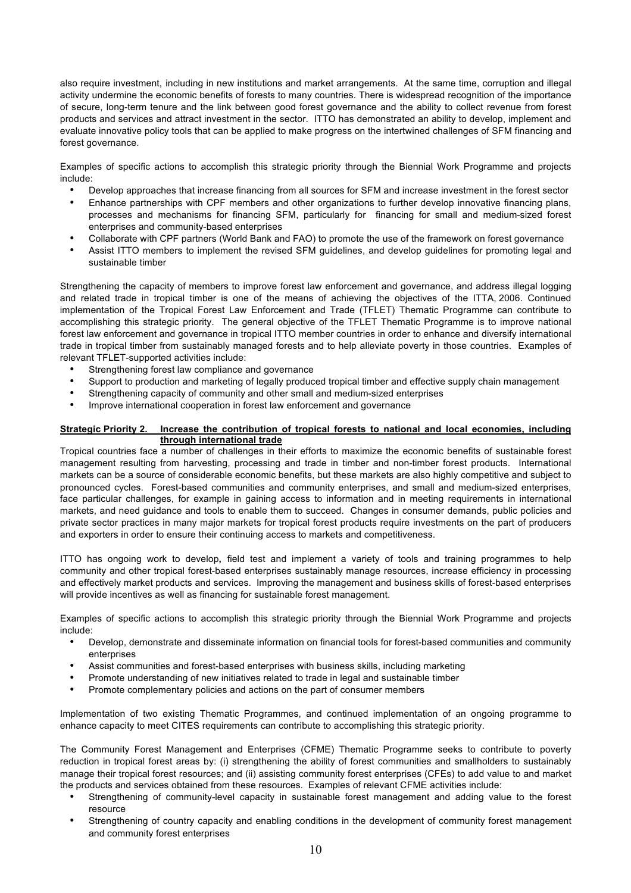also require investment, including in new institutions and market arrangements. At the same time, corruption and illegal activity undermine the economic benefits of forests to many countries. There is widespread recognition of the importance of secure, long-term tenure and the link between good forest governance and the ability to collect revenue from forest products and services and attract investment in the sector. ITTO has demonstrated an ability to develop, implement and evaluate innovative policy tools that can be applied to make progress on the intertwined challenges of SFM financing and forest governance.

Examples of specific actions to accomplish this strategic priority through the Biennial Work Programme and projects include:

- Develop approaches that increase financing from all sources for SFM and increase investment in the forest sector
- Enhance partnerships with CPF members and other organizations to further develop innovative financing plans, processes and mechanisms for financing SFM, particularly for financing for small and medium-sized forest enterprises and community-based enterprises
- Collaborate with CPF partners (World Bank and FAO) to promote the use of the framework on forest governance
- Assist ITTO members to implement the revised SFM guidelines, and develop guidelines for promoting legal and sustainable timber

Strengthening the capacity of members to improve forest law enforcement and governance, and address illegal logging and related trade in tropical timber is one of the means of achieving the objectives of the ITTA, 2006. Continued implementation of the Tropical Forest Law Enforcement and Trade (TFLET) Thematic Programme can contribute to accomplishing this strategic priority. The general objective of the TFLET Thematic Programme is to improve national forest law enforcement and governance in tropical ITTO member countries in order to enhance and diversify international trade in tropical timber from sustainably managed forests and to help alleviate poverty in those countries. Examples of relevant TFLET-supported activities include:

- Strengthening forest law compliance and governance
- Support to production and marketing of legally produced tropical timber and effective supply chain management
- Strengthening capacity of community and other small and medium-sized enterprises
- Improve international cooperation in forest law enforcement and governance

**Strategic Priority 2. Increase the contribution of tropical forests to national and local economies, including through international trade**

Tropical countries face a number of challenges in their efforts to maximize the economic benefits of sustainable forest management resulting from harvesting, processing and trade in timber and non-timber forest products. International markets can be a source of considerable economic benefits, but these markets are also highly competitive and subject to pronounced cycles. Forest-based communities and community enterprises, and small and medium-sized enterprises, face particular challenges, for example in gaining access to information and in meeting requirements in international markets, and need guidance and tools to enable them to succeed. Changes in consumer demands, public policies and private sector practices in many major markets for tropical forest products require investments on the part of producers and exporters in order to ensure their continuing access to markets and competitiveness.

ITTO has ongoing work to develop**,** field test and implement a variety of tools and training programmes to help community and other tropical forest-based enterprises sustainably manage resources, increase efficiency in processing and effectively market products and services. Improving the management and business skills of forest-based enterprises will provide incentives as well as financing for sustainable forest management.

Examples of specific actions to accomplish this strategic priority through the Biennial Work Programme and projects include:

- Develop, demonstrate and disseminate information on financial tools for forest-based communities and community enterprises
- Assist communities and forest-based enterprises with business skills, including marketing
- Promote understanding of new initiatives related to trade in legal and sustainable timber
- Promote complementary policies and actions on the part of consumer members

Implementation of two existing Thematic Programmes, and continued implementation of an ongoing programme to enhance capacity to meet CITES requirements can contribute to accomplishing this strategic priority.

The Community Forest Management and Enterprises (CFME) Thematic Programme seeks to contribute to poverty reduction in tropical forest areas by: (i) strengthening the ability of forest communities and smallholders to sustainably manage their tropical forest resources; and (ii) assisting community forest enterprises (CFEs) to add value to and market the products and services obtained from these resources. Examples of relevant CFME activities include:

- Strengthening of community-level capacity in sustainable forest management and adding value to the forest resource
- Strengthening of country capacity and enabling conditions in the development of community forest management and community forest enterprises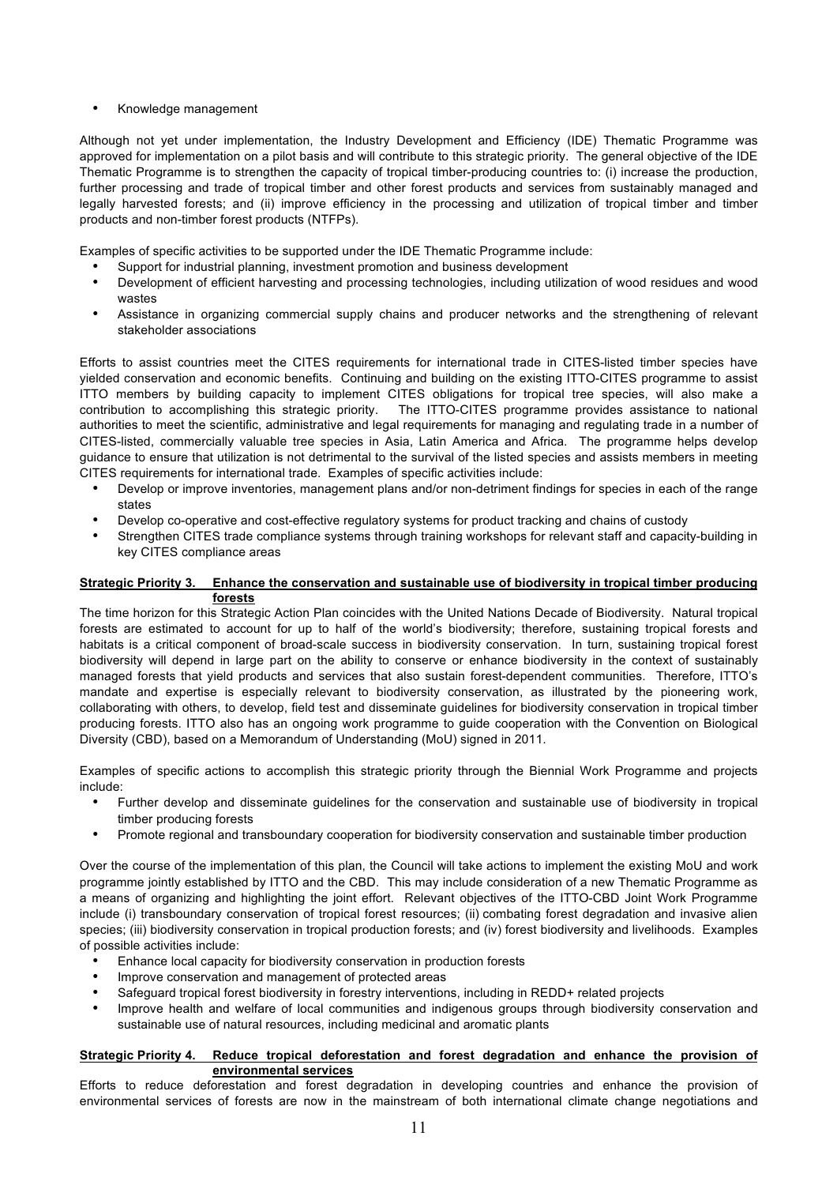- Knowledge management

Although not yet under implementation, the Industry Development and Efficiency (IDE) Thematic Programme was approved for implementation on a pilot basis and will contribute to this strategic priority. The general objective of the IDE Thematic Programme is to strengthen the capacity of tropical timber-producing countries to: (i) increase the production, further processing and trade of tropical timber and other forest products and services from sustainably managed and legally harvested forests; and (ii) improve efficiency in the processing and utilization of tropical timber and timber products and non-timber forest products (NTFPs).

Examples of specific activities to be supported under the IDE Thematic Programme include:

- Support for industrial planning, investment promotion and business development
- Development of efficient harvesting and processing technologies, including utilization of wood residues and wood wastes
- Assistance in organizing commercial supply chains and producer networks and the strengthening of relevant stakeholder associations

Efforts to assist countries meet the CITES requirements for international trade in CITES-listed timber species have yielded conservation and economic benefits. Continuing and building on the existing ITTO-CITES programme to assist ITTO members by building capacity to implement CITES obligations for tropical tree species, will also make a contribution to accomplishing this strategic priority. The ITTO-CITES programme provides assistance to national authorities to meet the scientific, administrative and legal requirements for managing and regulating trade in a number of CITES-listed, commercially valuable tree species in Asia, Latin America and Africa. The programme helps develop guidance to ensure that utilization is not detrimental to the survival of the listed species and assists members in meeting CITES requirements for international trade. Examples of specific activities include:

- Develop or improve inventories, management plans and/or non-detriment findings for species in each of the range states
- Develop co-operative and cost-effective regulatory systems for product tracking and chains of custody
- Strengthen CITES trade compliance systems through training workshops for relevant staff and capacity-building in key CITES compliance areas

**Strategic Priority 3. Enhance the conservation and sustainable use of biodiversity in tropical timber producing forests**

The time horizon for this Strategic Action Plan coincides with the United Nations Decade of Biodiversity. Natural tropical forests are estimated to account for up to half of the world's biodiversity; therefore, sustaining tropical forests and habitats is a critical component of broad-scale success in biodiversity conservation. In turn, sustaining tropical forest biodiversity will depend in large part on the ability to conserve or enhance biodiversity in the context of sustainably managed forests that yield products and services that also sustain forest-dependent communities. Therefore, ITTO's mandate and expertise is especially relevant to biodiversity conservation, as illustrated by the pioneering work, collaborating with others, to develop, field test and disseminate guidelines for biodiversity conservation in tropical timber producing forests. ITTO also has an ongoing work programme to guide cooperation with the Convention on Biological Diversity (CBD), based on a Memorandum of Understanding (MoU) signed in 2011.

Examples of specific actions to accomplish this strategic priority through the Biennial Work Programme and projects include:

- Further develop and disseminate guidelines for the conservation and sustainable use of biodiversity in tropical timber producing forests
- Promote regional and transboundary cooperation for biodiversity conservation and sustainable timber production

Over the course of the implementation of this plan, the Council will take actions to implement the existing MoU and work programme jointly established by ITTO and the CBD. This may include consideration of a new Thematic Programme as a means of organizing and highlighting the joint effort. Relevant objectives of the ITTO-CBD Joint Work Programme include (i) transboundary conservation of tropical forest resources; (ii) combating forest degradation and invasive alien species; (iii) biodiversity conservation in tropical production forests; and (iv) forest biodiversity and livelihoods. Examples of possible activities include:

- Enhance local capacity for biodiversity conservation in production forests
- Improve conservation and management of protected areas
- Safeguard tropical forest biodiversity in forestry interventions, including in REDD+ related projects
- Improve health and welfare of local communities and indigenous groups through biodiversity conservation and sustainable use of natural resources, including medicinal and aromatic plants

**Strategic Priority 4. Reduce tropical deforestation and forest degradation and enhance the provision of environmental services**

Efforts to reduce deforestation and forest degradation in developing countries and enhance the provision of environmental services of forests are now in the mainstream of both international climate change negotiations and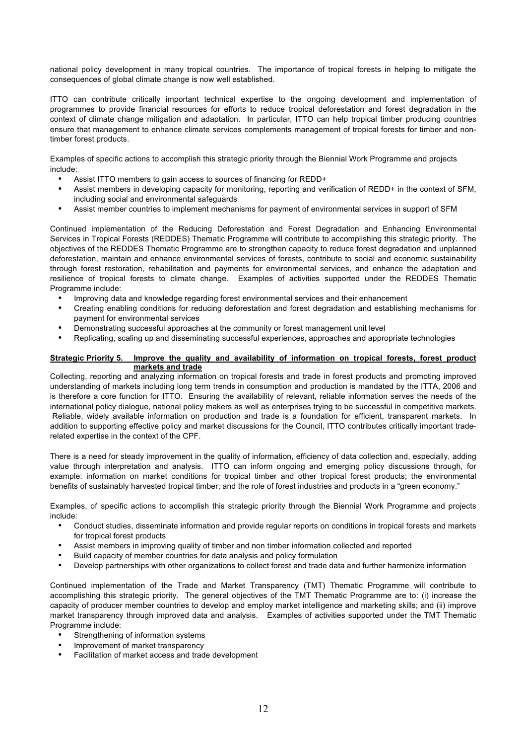national policy development in many tropical countries. The importance of tropical forests in helping to mitigate the consequences of global climate change is now well established.

ITTO can contribute critically important technical expertise to the ongoing development and implementation of programmes to provide financial resources for efforts to reduce tropical deforestation and forest degradation in the context of climate change mitigation and adaptation. In particular, ITTO can help tropical timber producing countries ensure that management to enhance climate services complements management of tropical forests for timber and non-timber forest products.

Examples of specific actions to accomplish this strategic priority through the Biennial Work Programme and projects include:

- Assist ITTO members to gain access to sources of financing for REDD+
- Assist members in developing capacity for monitoring, reporting and verification of REDD+ in the context of SFM, including social and environmental safeguards
- Assist member countries to implement mechanisms for payment of environmental services in support of SFM

Continued implementation of the Reducing Deforestation and Forest Degradation and Enhancing Environmental Services in Tropical Forests (REDDES) Thematic Programme will contribute to accomplishing this strategic priority. The objectives of the REDDES Thematic Programme are to strengthen capacity to reduce forest degradation and unplanned deforestation, maintain and enhance environmental services of forests, contribute to social and economic sustainability through forest restoration, rehabilitation and payments for environmental services, and enhance the adaptation and resilience of tropical forests to climate change. Examples of activities supported under the REDDES Thematic Programme include:

- Improving data and knowledge regarding forest environmental services and their enhancement
- Creating enabling conditions for reducing deforestation and forest degradation and establishing mechanisms for payment for environmental services
- Demonstrating successful approaches at the community or forest management unit level
- Replicating, scaling up and disseminating successful experiences, approaches and appropriate technologies

**Strategic Priority 5. Improve the quality and availability of information on tropical forests, forest product markets and trade**

Collecting, reporting and analyzing information on tropical forests and trade in forest products and promoting improved understanding of markets including long term trends in consumption and production is mandated by the ITTA, 2006 and is therefore a core function for ITTO. Ensuring the availability of relevant, reliable information serves the needs of the international policy dialogue, national policy makers as well as enterprises trying to be successful in competitive markets. Reliable, widely available information on production and trade is a foundation for efficient, transparent markets. In addition to supporting effective policy and market discussions for the Council, ITTO contributes critically important trade-related expertise in the context of the CPF.

There is a need for steady improvement in the quality of information, efficiency of data collection and, especially, adding value through interpretation and analysis. ITTO can inform ongoing and emerging policy discussions through, for example: information on market conditions for tropical timber and other tropical forest products; the environmental benefits of sustainably harvested tropical timber; and the role of forest industries and products in a "green economy."

Examples, of specific actions to accomplish this strategic priority through the Biennial Work Programme and projects include:

- Conduct studies, disseminate information and provide regular reports on conditions in tropical forests and markets for tropical forest products
- Assist members in improving quality of timber and non timber information collected and reported
- Build capacity of member countries for data analysis and policy formulation
- Develop partnerships with other organizations to collect forest and trade data and further harmonize information

Continued implementation of the Trade and Market Transparency (TMT) Thematic Programme will contribute to accomplishing this strategic priority. The general objectives of the TMT Thematic Programme are to: (i) increase the capacity of producer member countries to develop and employ market intelligence and marketing skills; and (ii) improve market transparency through improved data and analysis. Examples of activities supported under the TMT Thematic Programme include:

- Strengthening of information systems
- Improvement of market transparency
- Facilitation of market access and trade development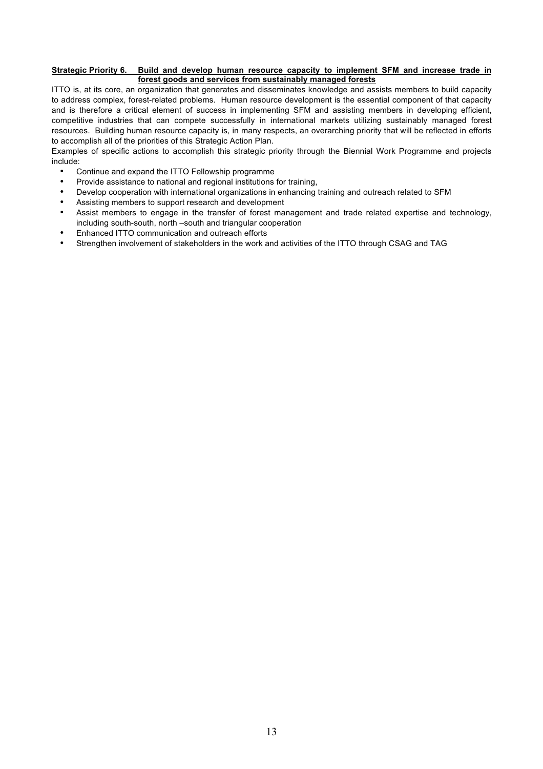**Strategic Priority 6. Build and develop human resource capacity to implement SFM and increase trade in forest goods and services from sustainably managed forests**

ITTO is, at its core, an organization that generates and disseminates knowledge and assists members to build capacity to address complex, forest-related problems. Human resource development is the essential component of that capacity and is therefore a critical element of success in implementing SFM and assisting members in developing efficient, competitive industries that can compete successfully in international markets utilizing sustainably managed forest resources. Building human resource capacity is, in many respects, an overarching priority that will be reflected in efforts to accomplish all of the priorities of this Strategic Action Plan.

Examples of specific actions to accomplish this strategic priority through the Biennial Work Programme and projects include:

- Continue and expand the ITTO Fellowship programme
- Provide assistance to national and regional institutions for training,
- Develop cooperation with international organizations in enhancing training and outreach related to SFM
- Assisting members to support research and development
- Assist members to engage in the transfer of forest management and trade related expertise and technology, including south-south, north –south and triangular cooperation
- Enhanced ITTO communication and outreach efforts
- Strengthen involvement of stakeholders in the work and activities of the ITTO through CSAG and TAG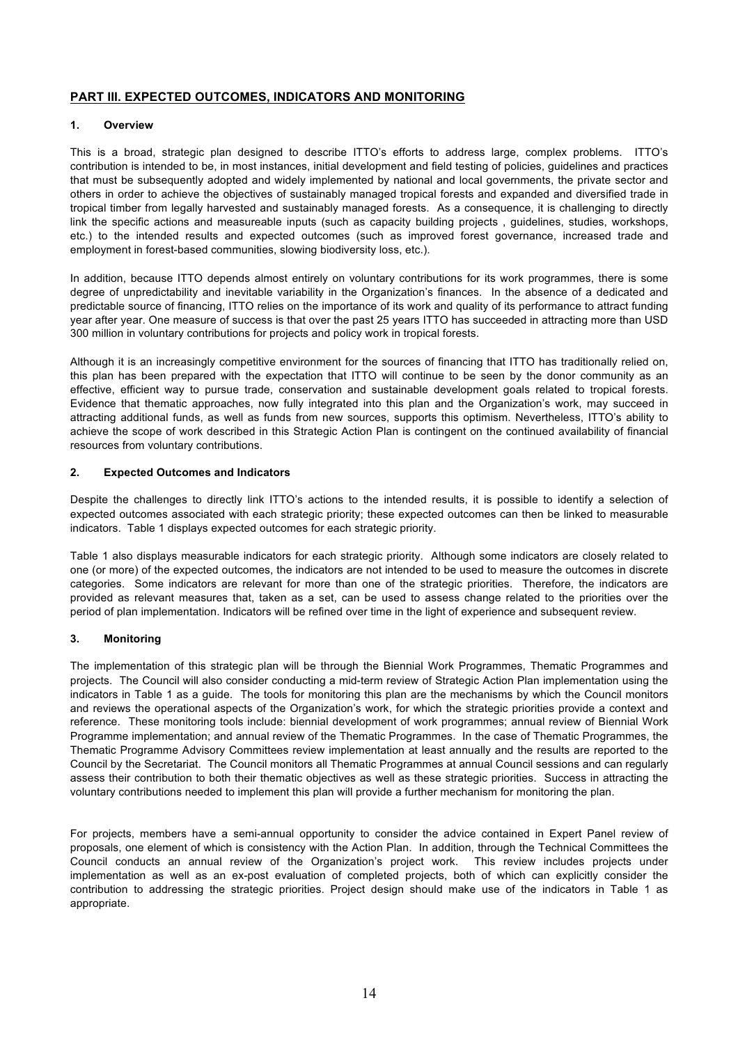## PART III. EXPECTED OUTCOMES, INDICATORS AND MONITORING

### 1. Overview

This is a broad, strategic plan designed to describe ITTO's efforts to address large, complex problems. ITTO's contribution is intended to be, in most instances, initial development and field testing of policies, guidelines and practices that must be subsequently adopted and widely implemented by national and local governments, the private sector and others in order to achieve the objectives of sustainably managed tropical forests and expanded and diversified trade in tropical timber from legally harvested and sustainably managed forests. As a consequence, it is challenging to directly link the specific actions and measureable inputs (such as capacity building projects , guidelines, studies, workshops, etc.) to the intended results and expected outcomes (such as improved forest governance, increased trade and employment in forest-based communities, slowing biodiversity loss, etc.).

In addition, because ITTO depends almost entirely on voluntary contributions for its work programmes, there is some degree of unpredictability and inevitable variability in the Organization's finances. In the absence of a dedicated and predictable source of financing, ITTO relies on the importance of its work and quality of its performance to attract funding year after year. One measure of success is that over the past 25 years ITTO has succeeded in attracting more than USD 300 million in voluntary contributions for projects and policy work in tropical forests.

Although it is an increasingly competitive environment for the sources of financing that ITTO has traditionally relied on, this plan has been prepared with the expectation that ITTO will continue to be seen by the donor community as an effective, efficient way to pursue trade, conservation and sustainable development goals related to tropical forests. Evidence that thematic approaches, now fully integrated into this plan and the Organization's work, may succeed in attracting additional funds, as well as funds from new sources, supports this optimism. Nevertheless, ITTO's ability to achieve the scope of work described in this Strategic Action Plan is contingent on the continued availability of financial resources from voluntary contributions.

### 2. Expected Outcomes and Indicators

Despite the challenges to directly link ITTO's actions to the intended results, it is possible to identify a selection of expected outcomes associated with each strategic priority; these expected outcomes can then be linked to measurable indicators. Table 1 displays expected outcomes for each strategic priority.

Table 1 also displays measurable indicators for each strategic priority. Although some indicators are closely related to one (or more) of the expected outcomes, the indicators are not intended to be used to measure the outcomes in discrete categories. Some indicators are relevant for more than one of the strategic priorities. Therefore, the indicators are provided as relevant measures that, taken as a set, can be used to assess change related to the priorities over the period of plan implementation. Indicators will be refined over time in the light of experience and subsequent review.

### 3. Monitoring

The implementation of this strategic plan will be through the Biennial Work Programmes, Thematic Programmes and projects. The Council will also consider conducting a mid-term review of Strategic Action Plan implementation using the indicators in Table 1 as a guide. The tools for monitoring this plan are the mechanisms by which the Council monitors and reviews the operational aspects of the Organization's work, for which the strategic priorities provide a context and reference. These monitoring tools include: biennial development of work programmes; annual review of Biennial Work Programme implementation; and annual review of the Thematic Programmes. In the case of Thematic Programmes, the Thematic Programme Advisory Committees review implementation at least annually and the results are reported to the Council by the Secretariat. The Council monitors all Thematic Programmes at annual Council sessions and can regularly assess their contribution to both their thematic objectives as well as these strategic priorities. Success in attracting the voluntary contributions needed to implement this plan will provide a further mechanism for monitoring the plan.

For projects, members have a semi-annual opportunity to consider the advice contained in Expert Panel review of proposals, one element of which is consistency with the Action Plan. In addition, through the Technical Committees the Council conducts an annual review of the Organization's project work. This review includes projects under implementation as well as an ex-post evaluation of completed projects, both of which can explicitly consider the contribution to addressing the strategic priorities. Project design should make use of the indicators in Table 1 as appropriate.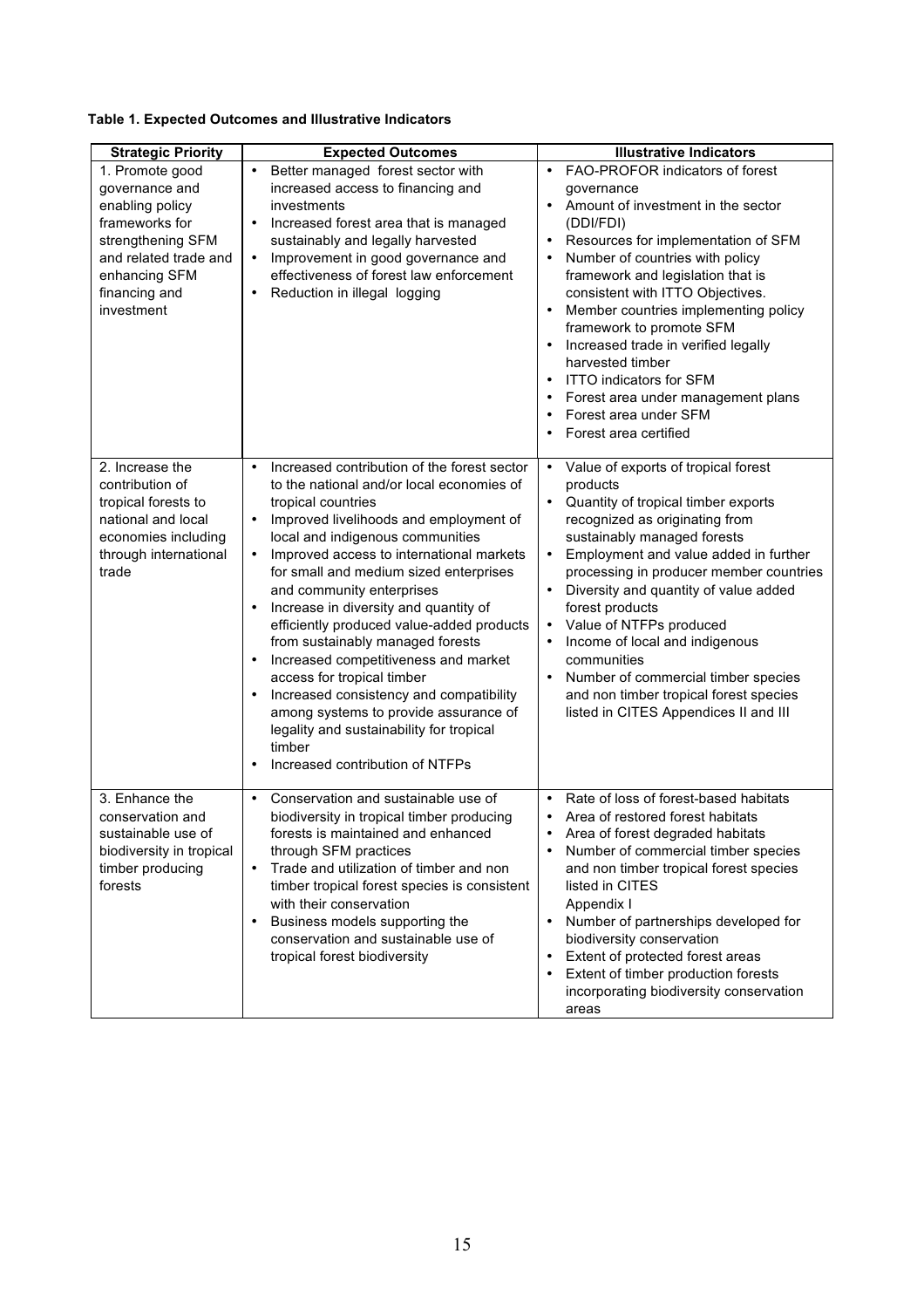**Table 1. Expected Outcomes and Illustrative Indicators**

| Strategic Priority | Expected Outcomes | Illustrative Indicators |
|---|---|---|
| 1. Promote good governance and enabling policy frameworks for strengthening SFM and related trade and enhancing SFM financing and investment | • Better managed forest sector with increased access to financing and investments<br>• Increased forest area that is managed sustainably and legally harvested<br>• Improvement in good governance and effectiveness of forest law enforcement<br>• Reduction in illegal logging | • FAO-PROFOR indicators of forest governance<br>• Amount of investment in the sector (DDI/FDI)<br>• Resources for implementation of SFM<br>• Number of countries with policy framework and legislation that is consistent with ITTO Objectives.<br>• Member countries implementing policy framework to promote SFM<br>• Increased trade in verified legally harvested timber<br>• ITTO indicators for SFM<br>• Forest area under management plans<br>• Forest area under SFM<br>• Forest area certified |
| 2. Increase the contribution of tropical forests to national and local economies including through international trade | • Increased contribution of the forest sector to the national and/or local economies of tropical countries<br>• Improved livelihoods and employment of local and indigenous communities<br>• Improved access to international markets for small and medium sized enterprises and community enterprises<br>• Increase in diversity and quantity of efficiently produced value-added products from sustainably managed forests<br>• Increased competitiveness and market access for tropical timber<br>• Increased consistency and compatibility among systems to provide assurance of legality and sustainability for tropical timber<br>• Increased contribution of NTFPs | • Value of exports of tropical forest products<br>• Quantity of tropical timber exports recognized as originating from sustainably managed forests<br>• Employment and value added in further processing in producer member countries<br>• Diversity and quantity of value added forest products<br>• Value of NTFPs produced<br>• Income of local and indigenous communities<br>• Number of commercial timber species and non timber tropical forest species listed in CITES Appendices II and III |
| 3. Enhance the conservation and sustainable use of biodiversity in tropical timber producing forests | • Conservation and sustainable use of biodiversity in tropical timber producing forests is maintained and enhanced through SFM practices<br>• Trade and utilization of timber and non timber tropical forest species is consistent with their conservation<br>• Business models supporting the conservation and sustainable use of tropical forest biodiversity | • Rate of loss of forest-based habitats<br>• Area of restored forest habitats<br>• Area of forest degraded habitats<br>• Number of commercial timber species and non timber tropical forest species listed in CITES Appendix I<br>• Number of partnerships developed for biodiversity conservation<br>• Extent of protected forest areas<br>• Extent of timber production forests incorporating biodiversity conservation areas |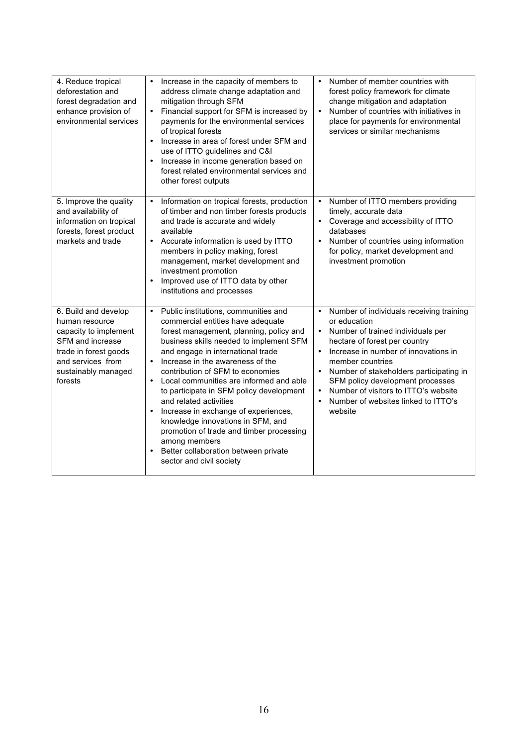| | | |
|---|---|---|
| 4. Reduce tropical deforestation and forest degradation and enhance provision of environmental services | • Increase in the capacity of members to address climate change adaptation and mitigation through SFM<br>• Financial support for SFM is increased by payments for the environmental services of tropical forests<br>• Increase in area of forest under SFM and use of ITTO guidelines and C&I<br>• Increase in income generation based on forest related environmental services and other forest outputs | • Number of member countries with forest policy framework for climate change mitigation and adaptation<br>• Number of countries with initiatives in place for payments for environmental services or similar mechanisms |
| 5. Improve the quality and availability of information on tropical forests, forest product markets and trade | • Information on tropical forests, production of timber and non timber forests products and trade is accurate and widely available<br>• Accurate information is used by ITTO members in policy making, forest management, market development and investment promotion<br>• Improved use of ITTO data by other institutions and processes | • Number of ITTO members providing timely, accurate data<br>• Coverage and accessibility of ITTO databases<br>• Number of countries using information for policy, market development and investment promotion |
| 6. Build and develop human resource capacity to implement SFM and increase trade in forest goods and services from sustainably managed forests | • Public institutions, communities and commercial entities have adequate forest management, planning, policy and business skills needed to implement SFM and engage in international trade<br>• Increase in the awareness of the contribution of SFM to economies<br>• Local communities are informed and able to participate in SFM policy development and related activities<br>• Increase in exchange of experiences, knowledge innovations in SFM, and promotion of trade and timber processing among members<br>• Better collaboration between private sector and civil society | • Number of individuals receiving training or education<br>• Number of trained individuals per hectare of forest per country<br>• Increase in number of innovations in member countries<br>• Number of stakeholders participating in SFM policy development processes<br>• Number of visitors to ITTO's website<br>• Number of websites linked to ITTO's website |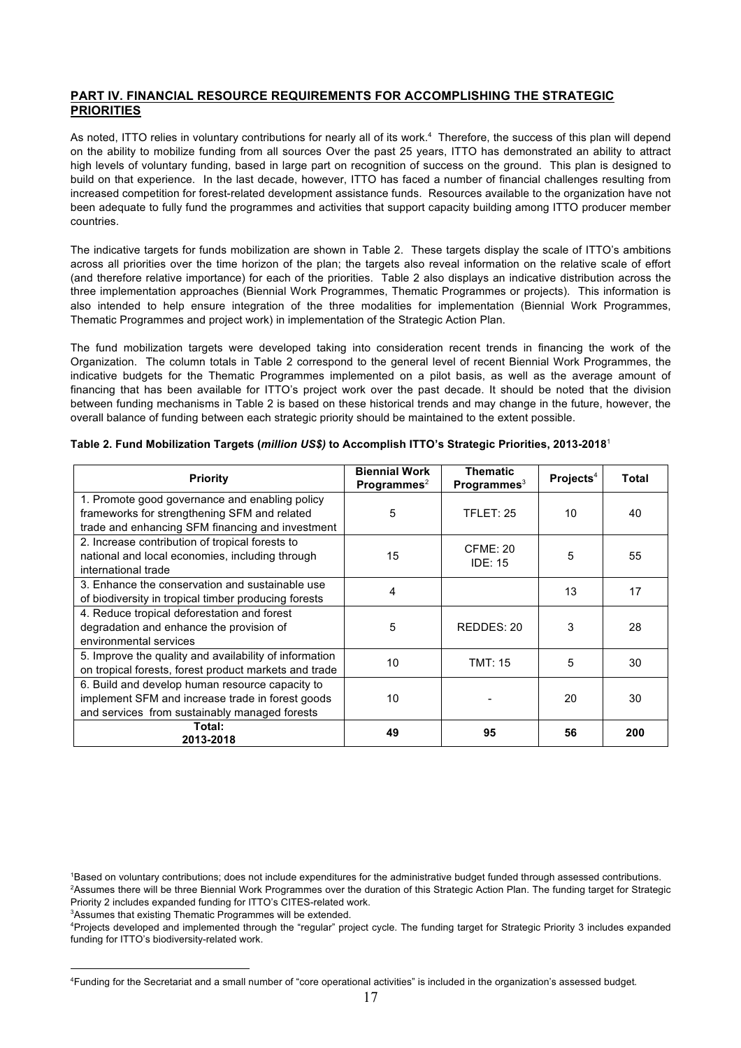## PART IV. FINANCIAL RESOURCE REQUIREMENTS FOR ACCOMPLISHING THE STRATEGIC PRIORITIES

As noted, ITTO relies in voluntary contributions for nearly all of its work.[4] Therefore, the success of this plan will depend on the ability to mobilize funding from all sources Over the past 25 years, ITTO has demonstrated an ability to attract high levels of voluntary funding, based in large part on recognition of success on the ground. This plan is designed to build on that experience. In the last decade, however, ITTO has faced a number of financial challenges resulting from increased competition for forest-related development assistance funds. Resources available to the organization have not been adequate to fully fund the programmes and activities that support capacity building among ITTO producer member countries.

The indicative targets for funds mobilization are shown in Table 2. These targets display the scale of ITTO's ambitions across all priorities over the time horizon of the plan; the targets also reveal information on the relative scale of effort (and therefore relative importance) for each of the priorities. Table 2 also displays an indicative distribution across the three implementation approaches (Biennial Work Programmes, Thematic Programmes or projects). This information is also intended to help ensure integration of the three modalities for implementation (Biennial Work Programmes, Thematic Programmes and project work) in implementation of the Strategic Action Plan.

The fund mobilization targets were developed taking into consideration recent trends in financing the work of the Organization. The column totals in Table 2 correspond to the general level of recent Biennial Work Programmes, the indicative budgets for the Thematic Programmes implemented on a pilot basis, as well as the average amount of financing that has been available for ITTO's project work over the past decade. It should be noted that the division between funding mechanisms in Table 2 is based on these historical trends and may change in the future, however, the overall balance of funding between each strategic priority should be maintained to the extent possible.

**Table 2. Fund Mobilization Targets (*million US$*) to Accomplish ITTO's Strategic Priorities, 2013-2018**[1]

| Priority | Biennial Work Programmes[2] | Thematic Programmes[3] | Projects[4] | Total |
|---|---|---|---|---|
| 1. Promote good governance and enabling policy frameworks for strengthening SFM and related trade and enhancing SFM financing and investment | 5 | TFLET: 25 | 10 | 40 |
| 2. Increase contribution of tropical forests to national and local economies, including through international trade | 15 | CFME: 20<br>IDE: 15 | 5 | 55 |
| 3. Enhance the conservation and sustainable use of biodiversity in tropical timber producing forests | 4 | | 13 | 17 |
| 4. Reduce tropical deforestation and forest degradation and enhance the provision of environmental services | 5 | REDDES: 20 | 3 | 28 |
| 5. Improve the quality and availability of information on tropical forests, forest product markets and trade | 10 | TMT: 15 | 5 | 30 |
| 6. Build and develop human resource capacity to implement SFM and increase trade in forest goods and services from sustainably managed forests | 10 | - | 20 | 30 |
| **Total: 2013-2018** | **49** | **95** | **56** | **200** |

[1]Based on voluntary contributions; does not include expenditures for the administrative budget funded through assessed contributions.
[2]Assumes there will be three Biennial Work Programmes over the duration of this Strategic Action Plan. The funding target for Strategic Priority 2 includes expanded funding for ITTO's CITES-related work.
[3]Assumes that existing Thematic Programmes will be extended.
[4]Projects developed and implemented through the "regular" project cycle. The funding target for Strategic Priority 3 includes expanded funding for ITTO's biodiversity-related work.

---

[4]Funding for the Secretariat and a small number of "core operational activities" is included in the organization's assessed budget.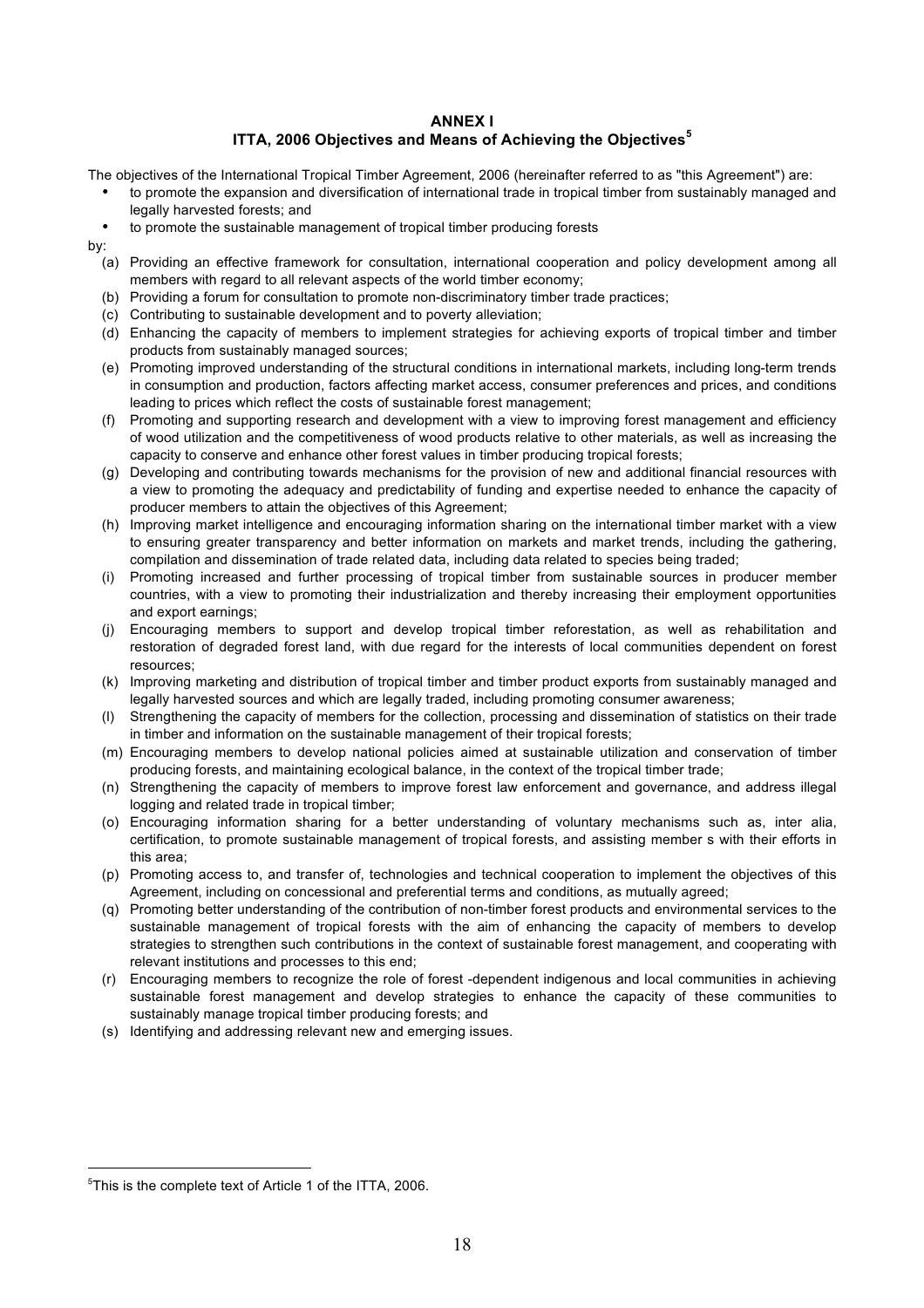## ANNEX I

## ITTA, 2006 Objectives and Means of Achieving the Objectives[5]

The objectives of the International Tropical Timber Agreement, 2006 (hereinafter referred to as "this Agreement") are:

- to promote the expansion and diversification of international trade in tropical timber from sustainably managed and legally harvested forests; and
- to promote the sustainable management of tropical timber producing forests

by:

(a) Providing an effective framework for consultation, international cooperation and policy development among all members with regard to all relevant aspects of the world timber economy;

(b) Providing a forum for consultation to promote non-discriminatory timber trade practices;

(c) Contributing to sustainable development and to poverty alleviation;

(d) Enhancing the capacity of members to implement strategies for achieving exports of tropical timber and timber products from sustainably managed sources;

(e) Promoting improved understanding of the structural conditions in international markets, including long-term trends in consumption and production, factors affecting market access, consumer preferences and prices, and conditions leading to prices which reflect the costs of sustainable forest management;

(f) Promoting and supporting research and development with a view to improving forest management and efficiency of wood utilization and the competitiveness of wood products relative to other materials, as well as increasing the capacity to conserve and enhance other forest values in timber producing tropical forests;

(g) Developing and contributing towards mechanisms for the provision of new and additional financial resources with a view to promoting the adequacy and predictability of funding and expertise needed to enhance the capacity of producer members to attain the objectives of this Agreement;

(h) Improving market intelligence and encouraging information sharing on the international timber market with a view to ensuring greater transparency and better information on markets and market trends, including the gathering, compilation and dissemination of trade related data, including data related to species being traded;

(i) Promoting increased and further processing of tropical timber from sustainable sources in producer member countries, with a view to promoting their industrialization and thereby increasing their employment opportunities and export earnings;

(j) Encouraging members to support and develop tropical timber reforestation, as well as rehabilitation and restoration of degraded forest land, with due regard for the interests of local communities dependent on forest resources;

(k) Improving marketing and distribution of tropical timber and timber product exports from sustainably managed and legally harvested sources and which are legally traded, including promoting consumer awareness;

(l) Strengthening the capacity of members for the collection, processing and dissemination of statistics on their trade in timber and information on the sustainable management of their tropical forests;

(m) Encouraging members to develop national policies aimed at sustainable utilization and conservation of timber producing forests, and maintaining ecological balance, in the context of the tropical timber trade;

(n) Strengthening the capacity of members to improve forest law enforcement and governance, and address illegal logging and related trade in tropical timber;

(o) Encouraging information sharing for a better understanding of voluntary mechanisms such as, inter alia, certification, to promote sustainable management of tropical forests, and assisting member s with their efforts in this area;

(p) Promoting access to, and transfer of, technologies and technical cooperation to implement the objectives of this Agreement, including on concessional and preferential terms and conditions, as mutually agreed;

(q) Promoting better understanding of the contribution of non-timber forest products and environmental services to the sustainable management of tropical forests with the aim of enhancing the capacity of members to develop strategies to strengthen such contributions in the context of sustainable forest management, and cooperating with relevant institutions and processes to this end;

(r) Encouraging members to recognize the role of forest -dependent indigenous and local communities in achieving sustainable forest management and develop strategies to enhance the capacity of these communities to sustainably manage tropical timber producing forests; and

(s) Identifying and addressing relevant new and emerging issues.

---

[5] This is the complete text of Article 1 of the ITTA, 2006.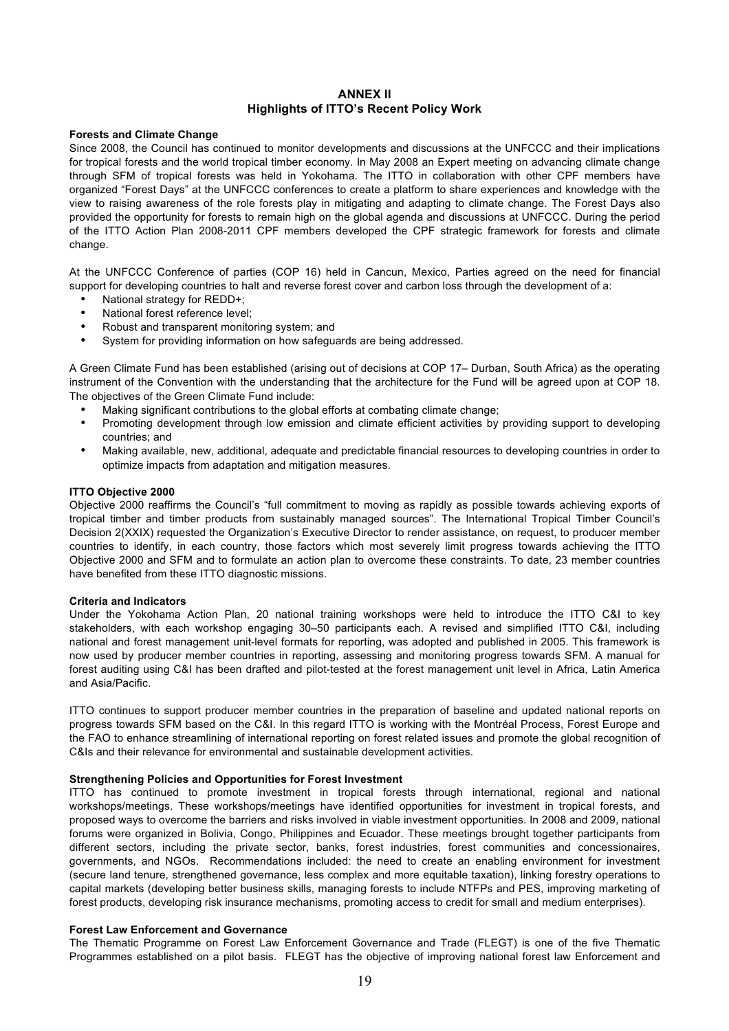# ANNEX II
## Highlights of ITTO's Recent Policy Work

**Forests and Climate Change**

Since 2008, the Council has continued to monitor developments and discussions at the UNFCCC and their implications for tropical forests and the world tropical timber economy. In May 2008 an Expert meeting on advancing climate change through SFM of tropical forests was held in Yokohama. The ITTO in collaboration with other CPF members have organized "Forest Days" at the UNFCCC conferences to create a platform to share experiences and knowledge with the view to raising awareness of the role forests play in mitigating and adapting to climate change. The Forest Days also provided the opportunity for forests to remain high on the global agenda and discussions at UNFCCC. During the period of the ITTO Action Plan 2008-2011 CPF members developed the CPF strategic framework for forests and climate change.

At the UNFCCC Conference of parties (COP 16) held in Cancun, Mexico, Parties agreed on the need for financial support for developing countries to halt and reverse forest cover and carbon loss through the development of a:

- National strategy for REDD+;
- National forest reference level;
- Robust and transparent monitoring system; and
- System for providing information on how safeguards are being addressed.

A Green Climate Fund has been established (arising out of decisions at COP 17– Durban, South Africa) as the operating instrument of the Convention with the understanding that the architecture for the Fund will be agreed upon at COP 18. The objectives of the Green Climate Fund include:

- Making significant contributions to the global efforts at combating climate change;
- Promoting development through low emission and climate efficient activities by providing support to developing countries; and
- Making available, new, additional, adequate and predictable financial resources to developing countries in order to optimize impacts from adaptation and mitigation measures.

**ITTO Objective 2000**

Objective 2000 reaffirms the Council's "full commitment to moving as rapidly as possible towards achieving exports of tropical timber and timber products from sustainably managed sources". The International Tropical Timber Council's Decision 2(XXIX) requested the Organization's Executive Director to render assistance, on request, to producer member countries to identify, in each country, those factors which most severely limit progress towards achieving the ITTO Objective 2000 and SFM and to formulate an action plan to overcome these constraints. To date, 23 member countries have benefited from these ITTO diagnostic missions.

**Criteria and Indicators**

Under the Yokohama Action Plan, 20 national training workshops were held to introduce the ITTO C&I to key stakeholders, with each workshop engaging 30–50 participants each. A revised and simplified ITTO C&I, including national and forest management unit-level formats for reporting, was adopted and published in 2005. This framework is now used by producer member countries in reporting, assessing and monitoring progress towards SFM. A manual for forest auditing using C&I has been drafted and pilot-tested at the forest management unit level in Africa, Latin America and Asia/Pacific.

ITTO continues to support producer member countries in the preparation of baseline and updated national reports on progress towards SFM based on the C&I. In this regard ITTO is working with the Montréal Process, Forest Europe and the FAO to enhance streamlining of international reporting on forest related issues and promote the global recognition of C&Is and their relevance for environmental and sustainable development activities.

**Strengthening Policies and Opportunities for Forest Investment**

ITTO has continued to promote investment in tropical forests through international, regional and national workshops/meetings. These workshops/meetings have identified opportunities for investment in tropical forests, and proposed ways to overcome the barriers and risks involved in viable investment opportunities. In 2008 and 2009, national forums were organized in Bolivia, Congo, Philippines and Ecuador. These meetings brought together participants from different sectors, including the private sector, banks, forest industries, forest communities and concessionaires, governments, and NGOs. Recommendations included: the need to create an enabling environment for investment (secure land tenure, strengthened governance, less complex and more equitable taxation), linking forestry operations to capital markets (developing better business skills, managing forests to include NTFPs and PES, improving marketing of forest products, developing risk insurance mechanisms, promoting access to credit for small and medium enterprises).

**Forest Law Enforcement and Governance**

The Thematic Programme on Forest Law Enforcement Governance and Trade (FLEGT) is one of the five Thematic Programmes established on a pilot basis. FLEGT has the objective of improving national forest law Enforcement and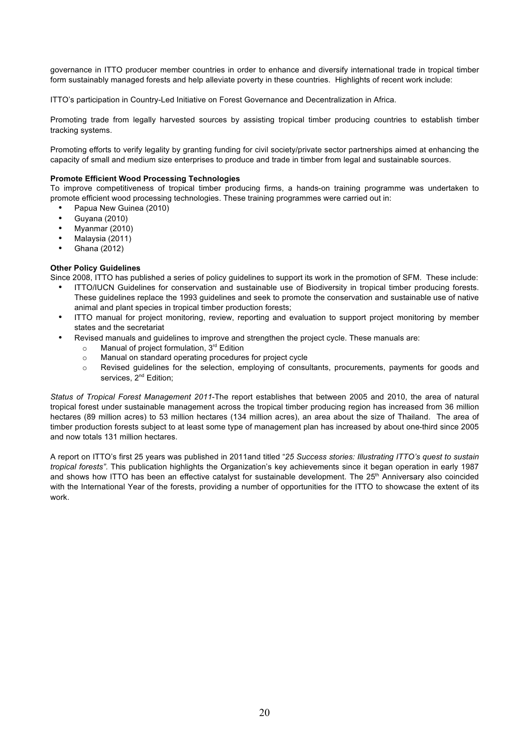governance in ITTO producer member countries in order to enhance and diversify international trade in tropical timber form sustainably managed forests and help alleviate poverty in these countries. Highlights of recent work include:

ITTO's participation in Country-Led Initiative on Forest Governance and Decentralization in Africa.

Promoting trade from legally harvested sources by assisting tropical timber producing countries to establish timber tracking systems.

Promoting efforts to verify legality by granting funding for civil society/private sector partnerships aimed at enhancing the capacity of small and medium size enterprises to produce and trade in timber from legal and sustainable sources.

**Promote Efficient Wood Processing Technologies**

To improve competitiveness of tropical timber producing firms, a hands-on training programme was undertaken to promote efficient wood processing technologies. These training programmes were carried out in:

- Papua New Guinea (2010)
- Guyana (2010)
- Myanmar (2010)
- Malaysia (2011)
- Ghana (2012)

**Other Policy Guidelines**

Since 2008, ITTO has published a series of policy guidelines to support its work in the promotion of SFM. These include:

- ITTO/IUCN Guidelines for conservation and sustainable use of Biodiversity in tropical timber producing forests. These guidelines replace the 1993 guidelines and seek to promote the conservation and sustainable use of native animal and plant species in tropical timber production forests;
- ITTO manual for project monitoring, review, reporting and evaluation to support project monitoring by member states and the secretariat
- Revised manuals and guidelines to improve and strengthen the project cycle. These manuals are:
  - Manual of project formulation, 3rd Edition
  - Manual on standard operating procedures for project cycle
  - Revised guidelines for the selection, employing of consultants, procurements, payments for goods and services, 2nd Edition;

*Status of Tropical Forest Management 2011*-The report establishes that between 2005 and 2010, the area of natural tropical forest under sustainable management across the tropical timber producing region has increased from 36 million hectares (89 million acres) to 53 million hectares (134 million acres), an area about the size of Thailand. The area of timber production forests subject to at least some type of management plan has increased by about one-third since 2005 and now totals 131 million hectares.

A report on ITTO's first 25 years was published in 2011and titled "*25 Success stories: Illustrating ITTO's quest to sustain tropical forests"*. This publication highlights the Organization's key achievements since it began operation in early 1987 and shows how ITTO has been an effective catalyst for sustainable development. The 25th Anniversary also coincided with the International Year of the forests, providing a number of opportunities for the ITTO to showcase the extent of its work.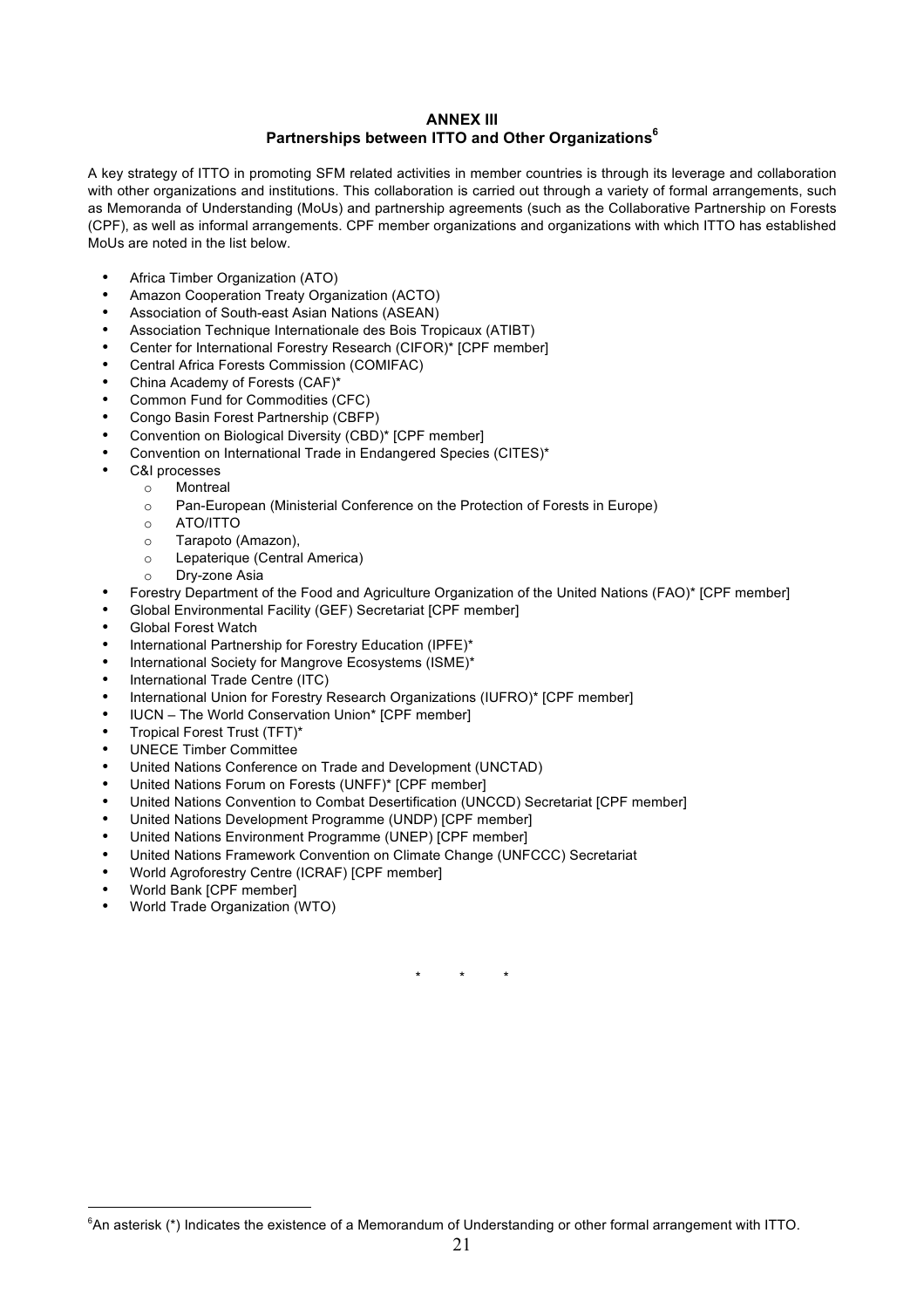## ANNEX III
## Partnerships between ITTO and Other Organizations[6]

A key strategy of ITTO in promoting SFM related activities in member countries is through its leverage and collaboration with other organizations and institutions. This collaboration is carried out through a variety of formal arrangements, such as Memoranda of Understanding (MoUs) and partnership agreements (such as the Collaborative Partnership on Forests (CPF), as well as informal arrangements. CPF member organizations and organizations with which ITTO has established MoUs are noted in the list below.

- Africa Timber Organization (ATO)
- Amazon Cooperation Treaty Organization (ACTO)
- Association of South-east Asian Nations (ASEAN)
- Association Technique Internationale des Bois Tropicaux (ATIBT)
- Center for International Forestry Research (CIFOR)* [CPF member]
- Central Africa Forests Commission (COMIFAC)
- China Academy of Forests (CAF)*
- Common Fund for Commodities (CFC)
- Congo Basin Forest Partnership (CBFP)
- Convention on Biological Diversity (CBD)* [CPF member]
- Convention on International Trade in Endangered Species (CITES)*
- C&I processes
  - Montreal
  - Pan-European (Ministerial Conference on the Protection of Forests in Europe)
  - ATO/ITTO
  - Tarapoto (Amazon),
  - Lepaterique (Central America)
  - Dry-zone Asia
- Forestry Department of the Food and Agriculture Organization of the United Nations (FAO)* [CPF member]
- Global Environmental Facility (GEF) Secretariat [CPF member]
- Global Forest Watch
- International Partnership for Forestry Education (IPFE)*
- International Society for Mangrove Ecosystems (ISME)*
- International Trade Centre (ITC)
- International Union for Forestry Research Organizations (IUFRO)* [CPF member]
- IUCN – The World Conservation Union* [CPF member]
- Tropical Forest Trust (TFT)*
- UNECE Timber Committee
- United Nations Conference on Trade and Development (UNCTAD)
- United Nations Forum on Forests (UNFF)* [CPF member]
- United Nations Convention to Combat Desertification (UNCCD) Secretariat [CPF member]
- United Nations Development Programme (UNDP) [CPF member]
- United Nations Environment Programme (UNEP) [CPF member]
- United Nations Framework Convention on Climate Change (UNFCCC) Secretariat
- World Agroforestry Centre (ICRAF) [CPF member]
- World Bank [CPF member]
- World Trade Organization (WTO)

\* \* \*

---

[6] An asterisk (*) Indicates the existence of a Memorandum of Understanding or other formal arrangement with ITTO.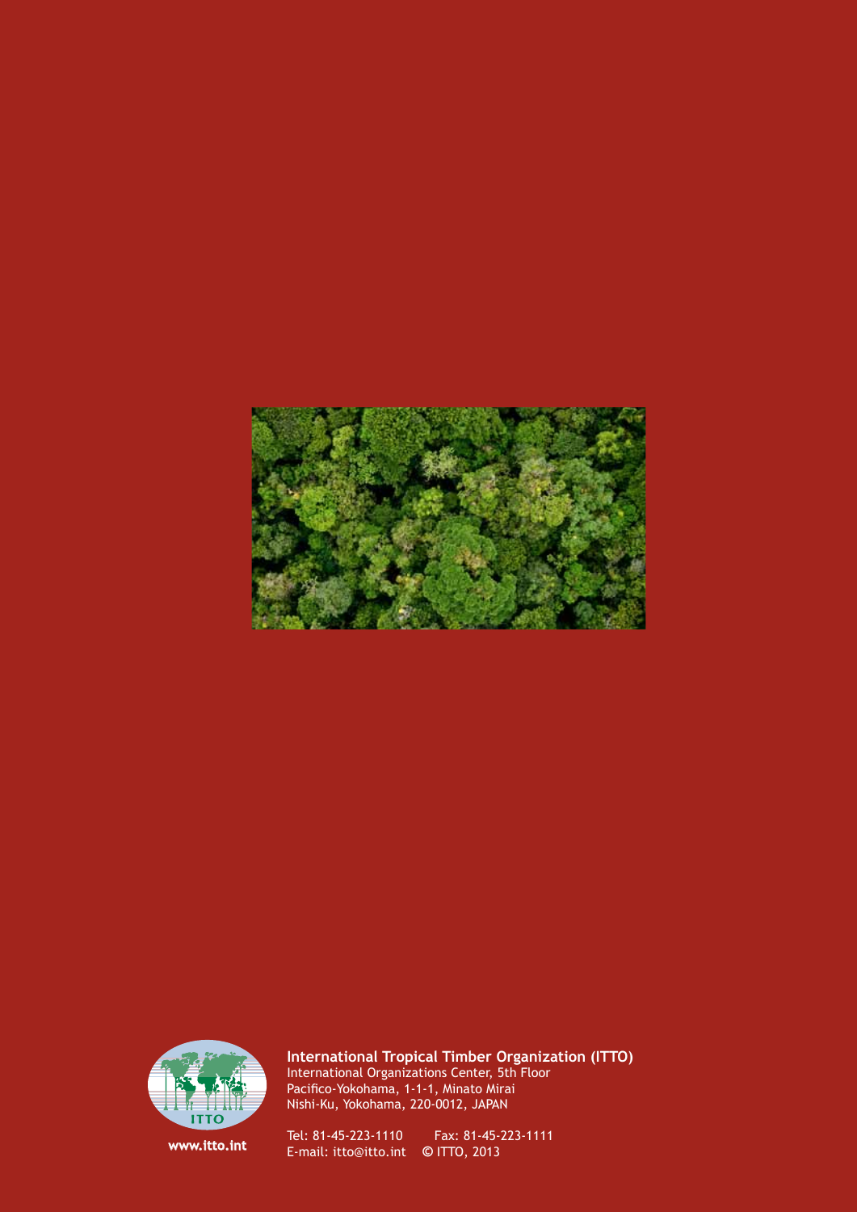www.itto.int

**International Tropical Timber Organization (ITTO)**
International Organizations Center, 5th Floor
Pacifico-Yokohama, 1-1-1, Minato Mirai
Nishi-Ku, Yokohama, 220-0012, JAPAN

Tel: 81-45-223-1110 Fax: 81-45-223-1111
E-mail: itto@itto.int © ITTO, 2013